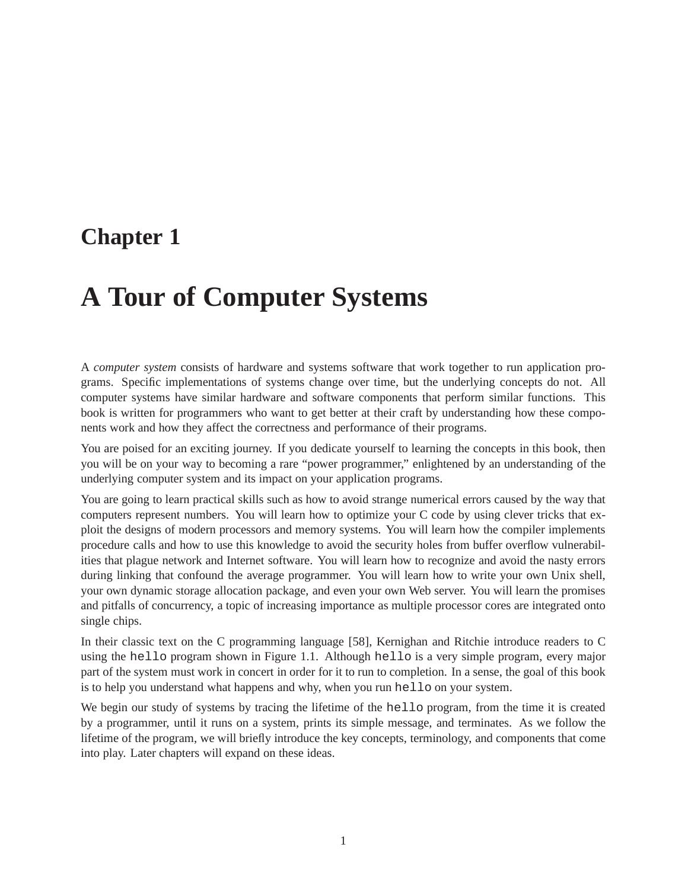# Chapter 1

# A Tour of Computer Systems

A *computer system* consists of hardware and systems software that work together to run application programs. Specific implementations of systems change over time, but the underlying concepts do not. All computer systems have similar hardware and software components that perform similar functions. This book is written for programmers who want to get better at their craft by understanding how these components work and how they affect the correctness and performance of their programs.

You are poised for an exciting journey. If you dedicate yourself to learning the concepts in this book, then you will be on your way to becoming a rare "power programmer," enlightened by an understanding of the underlying computer system and its impact on your application programs.

You are going to learn practical skills such as how to avoid strange numerical errors caused by the way that computers represent numbers. You will learn how to optimize your C code by using clever tricks that exploit the designs of modern processors and memory systems. You will learn how the compiler implements procedure calls and how to use this knowledge to avoid the security holes from buffer overflow vulnerabilities that plague network and Internet software. You will learn how to recognize and avoid the nasty errors during linking that confound the average programmer. You will learn how to write your own Unix shell, your own dynamic storage allocation package, and even your own Web server. You will learn the promises and pitfalls of concurrency, a topic of increasing importance as multiple processor cores are integrated onto single chips.

In their classic text on the C programming language [58], Kernighan and Ritchie introduce readers to C using the `hello` program shown in Figure 1.1. Although `hello` is a very simple program, every major part of the system must work in concert in order for it to run to completion. In a sense, the goal of this book is to help you understand what happens and why, when you run `hello` on your system.

We begin our study of systems by tracing the lifetime of the `hello` program, from the time it is created by a programmer, until it runs on a system, prints its simple message, and terminates. As we follow the lifetime of the program, we will briefly introduce the key concepts, terminology, and components that come into play. Later chapters will expand on these ideas.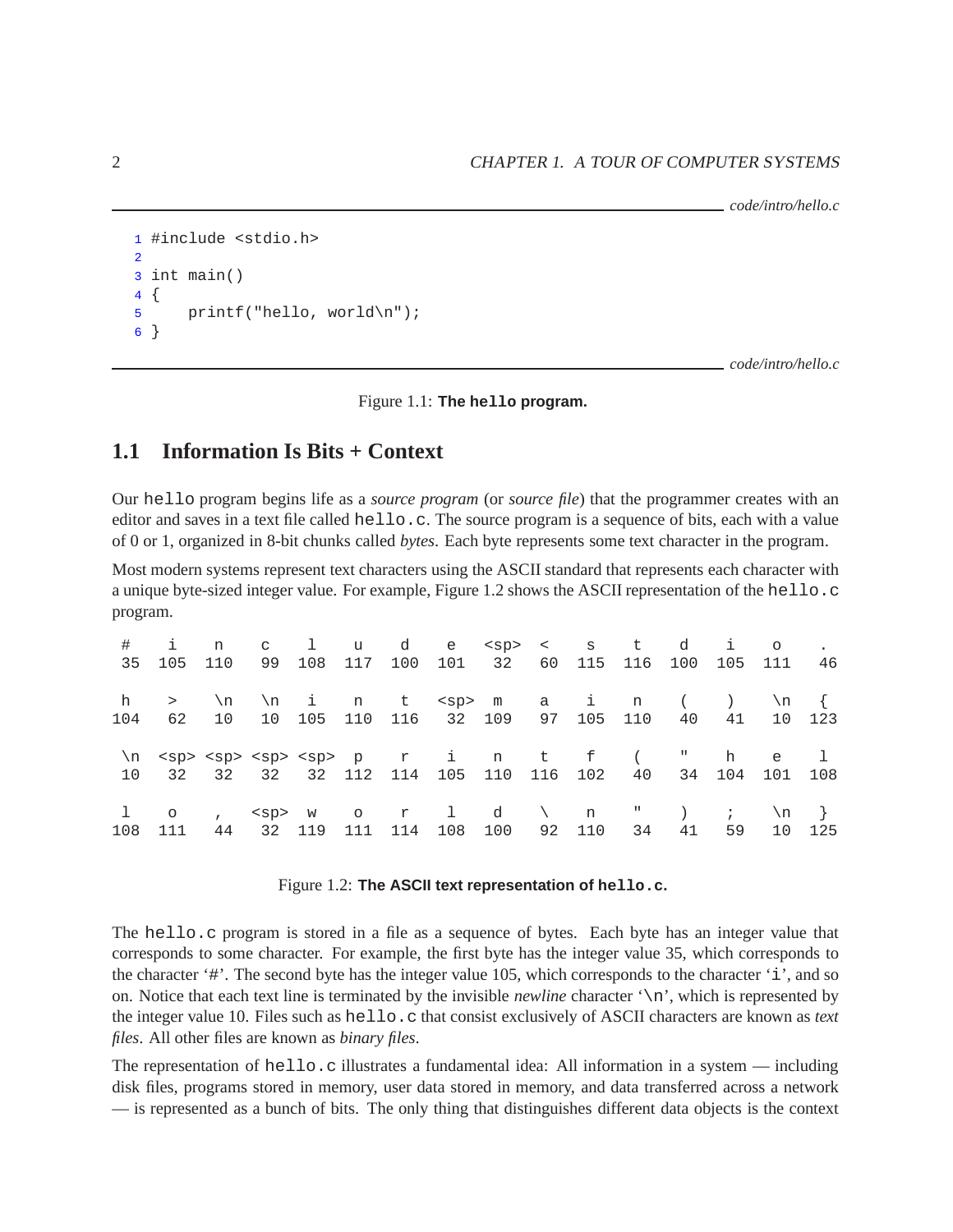*code/intro/hello.c*

```
1 #include <stdio.h>
2
3 int main()
4 {
5     printf("hello, world\n");
6 }
```

*code/intro/hello.c*

Figure 1.1: **The hello program.**

## 1.1 Information Is Bits + Context

Our hello program begins life as a *source program* (or *source file*) that the programmer creates with an editor and saves in a text file called hello.c. The source program is a sequence of bits, each with a value of 0 or 1, organized in 8-bit chunks called *bytes*. Each byte represents some text character in the program.

Most modern systems represent text characters using the ASCII standard that represents each character with a unique byte-sized integer value. For example, Figure 1.2 shows the ASCII representation of the hello.c program.

```
 #    i    n    c    l    u    d    e   <sp>  <    s    t    d    i    o    .
35  105  110   99  108  117  100  101   32   60  115  116  100  105  111   46

 h    >   \n   \n    i    n    t   <sp>  m    a    i    n    (    )   \n    {
104  62   10   10  105  110  116   32  109   97  105  110   40   41   10  123

\n  <sp> <sp> <sp> <sp>  p    r    i    n    t    f    (    "    h    e    l
10   32   32   32   32  112  114  105  110  116  102   40   34  104  101  108

 l    o    ,   <sp>  w    o    r    l    d    \    n    "    )    ;   \n    }
108  111   44   32  119  111  114  108  100   92  110   34   41   59   10  125
```

Figure 1.2: **The ASCII text representation of hello.c.**

The hello.c program is stored in a file as a sequence of bytes. Each byte has an integer value that corresponds to some character. For example, the first byte has the integer value 35, which corresponds to the character '#'. The second byte has the integer value 105, which corresponds to the character 'i', and so on. Notice that each text line is terminated by the invisible *newline* character '\n', which is represented by the integer value 10. Files such as hello.c that consist exclusively of ASCII characters are known as *text files*. All other files are known as *binary files*.

The representation of hello.c illustrates a fundamental idea: All information in a system — including disk files, programs stored in memory, user data stored in memory, and data transferred across a network — is represented as a bunch of bits. The only thing that distinguishes different data objects is the context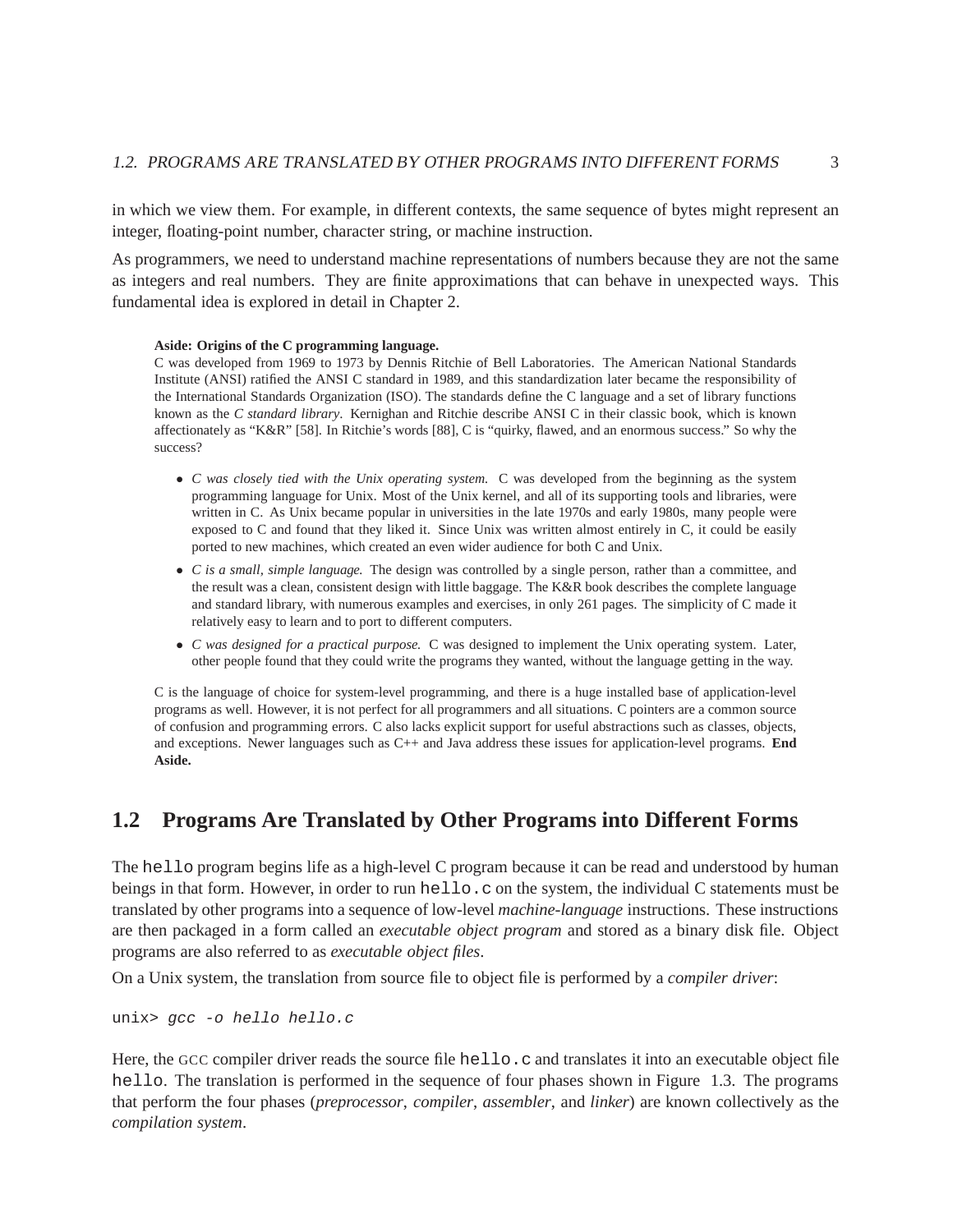in which we view them. For example, in different contexts, the same sequence of bytes might represent an integer, floating-point number, character string, or machine instruction.

As programmers, we need to understand machine representations of numbers because they are not the same as integers and real numbers. They are finite approximations that can behave in unexpected ways. This fundamental idea is explored in detail in Chapter 2.

**Aside: Origins of the C programming language.**

C was developed from 1969 to 1973 by Dennis Ritchie of Bell Laboratories. The American National Standards Institute (ANSI) ratified the ANSI C standard in 1989, and this standardization later became the responsibility of the International Standards Organization (ISO). The standards define the C language and a set of library functions known as the *C standard library*. Kernighan and Ritchie describe ANSI C in their classic book, which is known affectionately as "K&R" [58]. In Ritchie's words [88], C is "quirky, flawed, and an enormous success." So why the success?

- *C was closely tied with the Unix operating system.* C was developed from the beginning as the system programming language for Unix. Most of the Unix kernel, and all of its supporting tools and libraries, were written in C. As Unix became popular in universities in the late 1970s and early 1980s, many people were exposed to C and found that they liked it. Since Unix was written almost entirely in C, it could be easily ported to new machines, which created an even wider audience for both C and Unix.
- *C is a small, simple language.* The design was controlled by a single person, rather than a committee, and the result was a clean, consistent design with little baggage. The K&R book describes the complete language and standard library, with numerous examples and exercises, in only 261 pages. The simplicity of C made it relatively easy to learn and to port to different computers.
- *C was designed for a practical purpose.* C was designed to implement the Unix operating system. Later, other people found that they could write the programs they wanted, without the language getting in the way.

C is the language of choice for system-level programming, and there is a huge installed base of application-level programs as well. However, it is not perfect for all programmers and all situations. C pointers are a common source of confusion and programming errors. C also lacks explicit support for useful abstractions such as classes, objects, and exceptions. Newer languages such as C++ and Java address these issues for application-level programs. **End Aside.**

## 1.2 Programs Are Translated by Other Programs into Different Forms

The `hello` program begins life as a high-level C program because it can be read and understood by human beings in that form. However, in order to run `hello.c` on the system, the individual C statements must be translated by other programs into a sequence of low-level *machine-language* instructions. These instructions are then packaged in a form called an *executable object program* and stored as a binary disk file. Object programs are also referred to as *executable object files*.

On a Unix system, the translation from source file to object file is performed by a *compiler driver*:

```
unix> gcc -o hello hello.c
```

Here, the GCC compiler driver reads the source file `hello.c` and translates it into an executable object file `hello`. The translation is performed in the sequence of four phases shown in Figure 1.3. The programs that perform the four phases (*preprocessor*, *compiler*, *assembler*, and *linker*) are known collectively as the *compilation system*.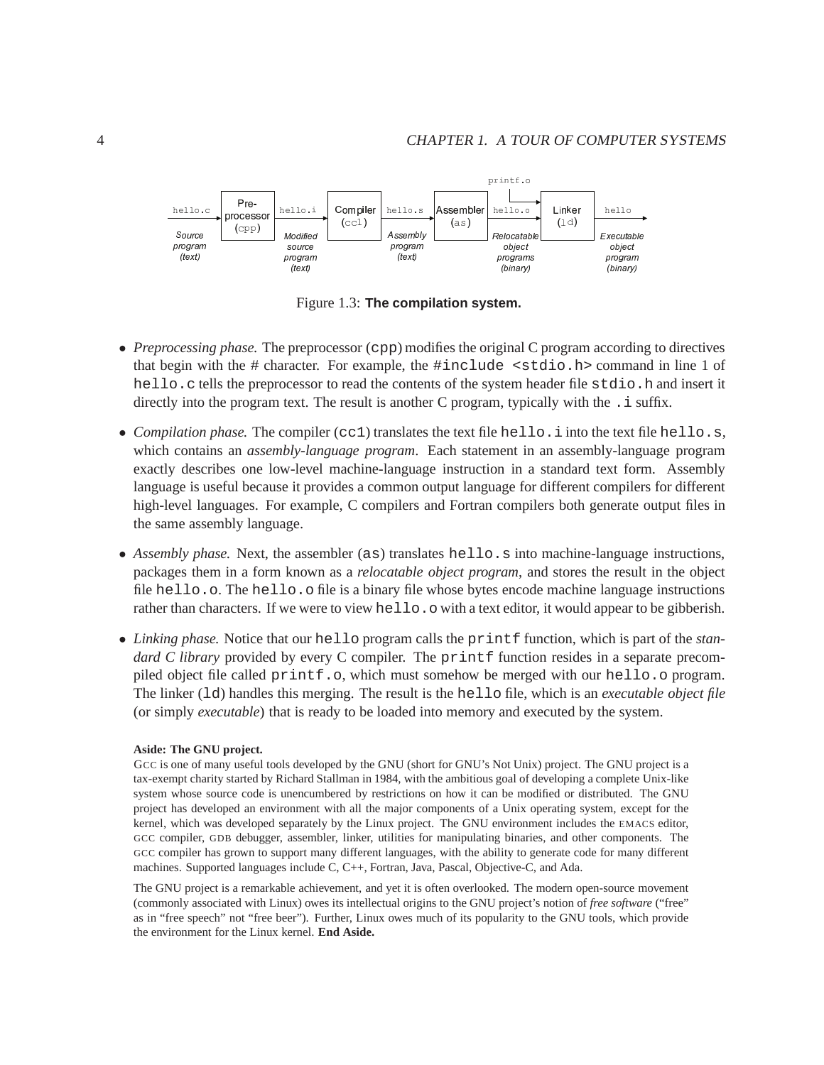hello.c → Pre-processor (cpp) → hello.i → Compiler (cc1) → hello.s → Assembler (as) → hello.o → Linker (ld) → hello

printf.o

Source program (text)

Modified source program (text)

Assembly program (text)

Relocatable object programs (binary)

Executable object program (binary)

Figure 1.3: **The compilation system.**

- *Preprocessing phase.* The preprocessor (`cpp`) modifies the original C program according to directives that begin with the # character. For example, the `#include <stdio.h>` command in line 1 of `hello.c` tells the preprocessor to read the contents of the system header file `stdio.h` and insert it directly into the program text. The result is another C program, typically with the `.i` suffix.

- *Compilation phase.* The compiler (`cc1`) translates the text file `hello.i` into the text file `hello.s`, which contains an *assembly-language program*. Each statement in an assembly-language program exactly describes one low-level machine-language instruction in a standard text form. Assembly language is useful because it provides a common output language for different compilers for different high-level languages. For example, C compilers and Fortran compilers both generate output files in the same assembly language.

- *Assembly phase.* Next, the assembler (`as`) translates `hello.s` into machine-language instructions, packages them in a form known as a *relocatable object program*, and stores the result in the object file `hello.o`. The `hello.o` file is a binary file whose bytes encode machine language instructions rather than characters. If we were to view `hello.o` with a text editor, it would appear to be gibberish.

- *Linking phase.* Notice that our `hello` program calls the `printf` function, which is part of the *standard C library* provided by every C compiler. The `printf` function resides in a separate precompiled object file called `printf.o`, which must somehow be merged with our `hello.o` program. The linker (`ld`) handles this merging. The result is the `hello` file, which is an *executable object file* (or simply *executable*) that is ready to be loaded into memory and executed by the system.

**Aside: The GNU project.**

GCC is one of many useful tools developed by the GNU (short for GNU's Not Unix) project. The GNU project is a tax-exempt charity started by Richard Stallman in 1984, with the ambitious goal of developing a complete Unix-like system whose source code is unencumbered by restrictions on how it can be modified or distributed. The GNU project has developed an environment with all the major components of a Unix operating system, except for the kernel, which was developed separately by the Linux project. The GNU environment includes the EMACS editor, GCC compiler, GDB debugger, assembler, linker, utilities for manipulating binaries, and other components. The GCC compiler has grown to support many different languages, with the ability to generate code for many different machines. Supported languages include C, C++, Fortran, Java, Pascal, Objective-C, and Ada.

The GNU project is a remarkable achievement, and yet it is often overlooked. The modern open-source movement (commonly associated with Linux) owes its intellectual origins to the GNU project's notion of *free software* ("free" as in "free speech" not "free beer"). Further, Linux owes much of its popularity to the GNU tools, which provide the environment for the Linux kernel. **End Aside.**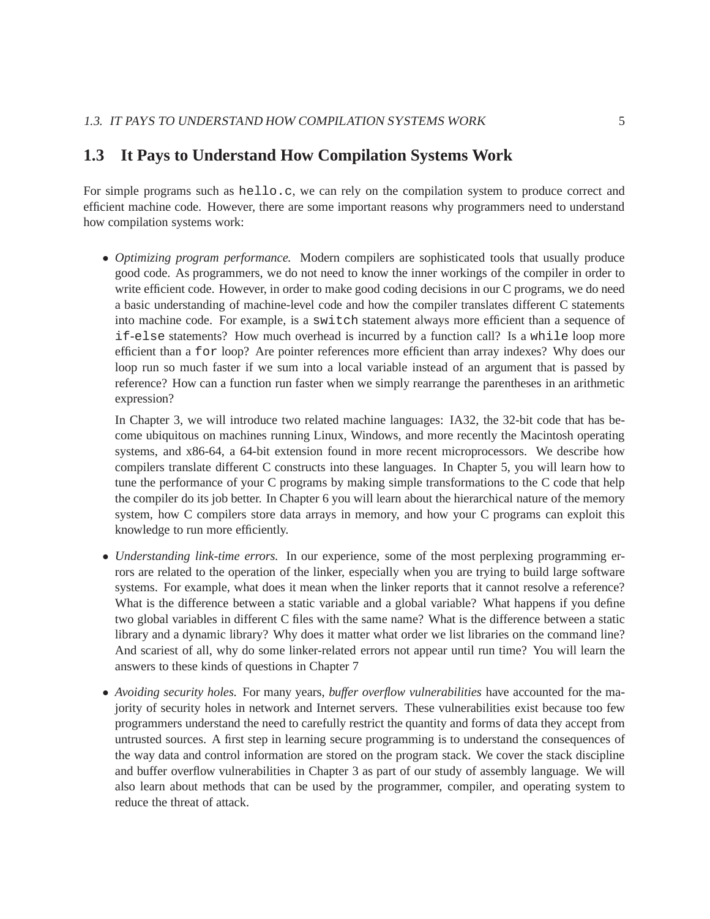## 1.3 It Pays to Understand How Compilation Systems Work

For simple programs such as `hello.c`, we can rely on the compilation system to produce correct and efficient machine code. However, there are some important reasons why programmers need to understand how compilation systems work:

- *Optimizing program performance.* Modern compilers are sophisticated tools that usually produce good code. As programmers, we do not need to know the inner workings of the compiler in order to write efficient code. However, in order to make good coding decisions in our C programs, we do need a basic understanding of machine-level code and how the compiler translates different C statements into machine code. For example, is a `switch` statement always more efficient than a sequence of `if-else` statements? How much overhead is incurred by a function call? Is a `while` loop more efficient than a `for` loop? Are pointer references more efficient than array indexes? Why does our loop run so much faster if we sum into a local variable instead of an argument that is passed by reference? How can a function run faster when we simply rearrange the parentheses in an arithmetic expression?

  In Chapter 3, we will introduce two related machine languages: IA32, the 32-bit code that has become ubiquitous on machines running Linux, Windows, and more recently the Macintosh operating systems, and x86-64, a 64-bit extension found in more recent microprocessors. We describe how compilers translate different C constructs into these languages. In Chapter 5, you will learn how to tune the performance of your C programs by making simple transformations to the C code that help the compiler do its job better. In Chapter 6 you will learn about the hierarchical nature of the memory system, how C compilers store data arrays in memory, and how your C programs can exploit this knowledge to run more efficiently.

- *Understanding link-time errors.* In our experience, some of the most perplexing programming errors are related to the operation of the linker, especially when you are trying to build large software systems. For example, what does it mean when the linker reports that it cannot resolve a reference? What is the difference between a static variable and a global variable? What happens if you define two global variables in different C files with the same name? What is the difference between a static library and a dynamic library? Why does it matter what order we list libraries on the command line? And scariest of all, why do some linker-related errors not appear until run time? You will learn the answers to these kinds of questions in Chapter 7

- *Avoiding security holes.* For many years, *buffer overflow vulnerabilities* have accounted for the majority of security holes in network and Internet servers. These vulnerabilities exist because too few programmers understand the need to carefully restrict the quantity and forms of data they accept from untrusted sources. A first step in learning secure programming is to understand the consequences of the way data and control information are stored on the program stack. We cover the stack discipline and buffer overflow vulnerabilities in Chapter 3 as part of our study of assembly language. We will also learn about methods that can be used by the programmer, compiler, and operating system to reduce the threat of attack.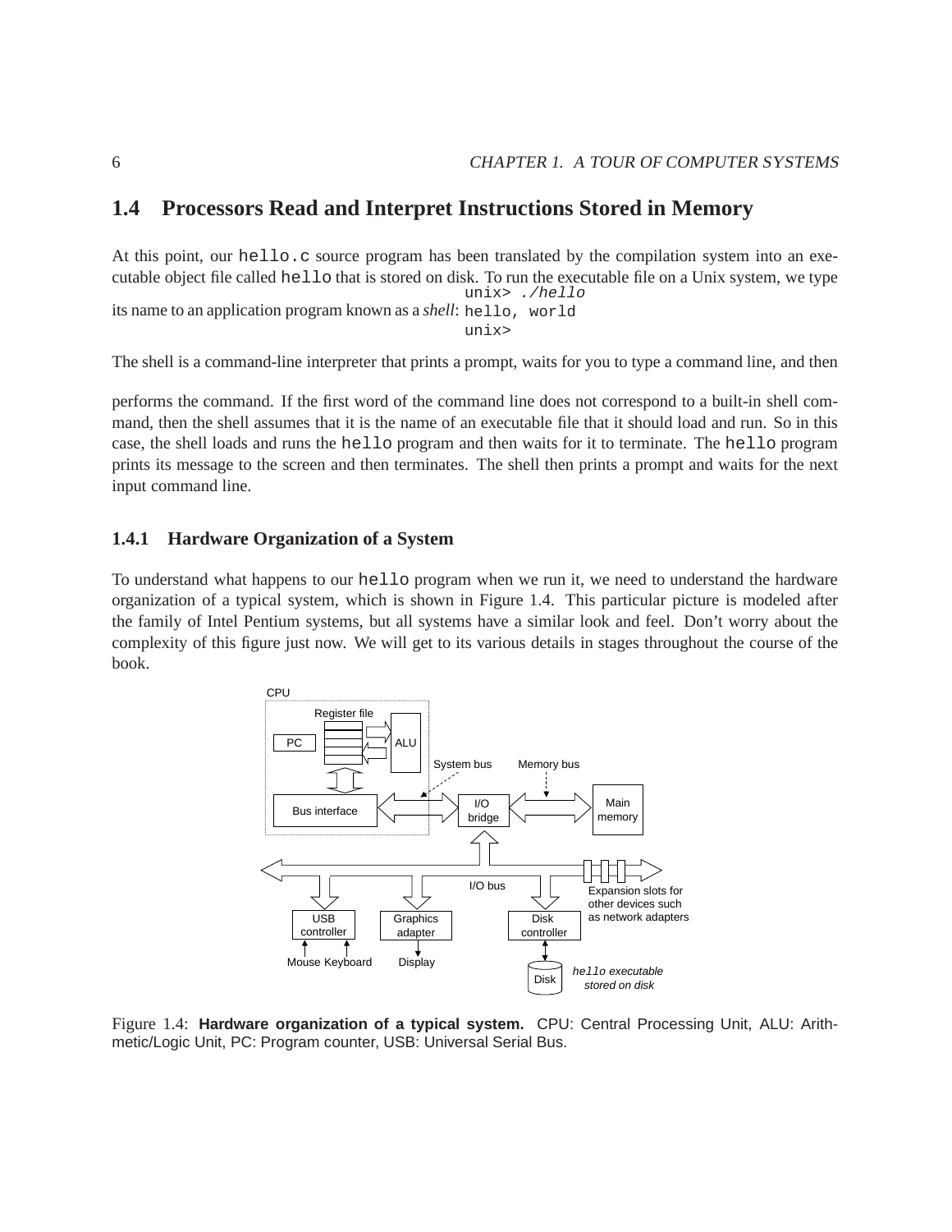## 1.4 Processors Read and Interpret Instructions Stored in Memory

At this point, our `hello.c` source program has been translated by the compilation system into an executable object file called `hello` that is stored on disk. To run the executable file on a Unix system, we type its name to an application program known as a *shell*:

```
unix> ./hello
hello, world
unix>
```

The shell is a command-line interpreter that prints a prompt, waits for you to type a command line, and then performs the command. If the first word of the command line does not correspond to a built-in shell command, then the shell assumes that it is the name of an executable file that it should load and run. So in this case, the shell loads and runs the `hello` program and then waits for it to terminate. The `hello` program prints its message to the screen and then terminates. The shell then prints a prompt and waits for the next input command line.

### 1.4.1 Hardware Organization of a System

To understand what happens to our `hello` program when we run it, we need to understand the hardware organization of a typical system, which is shown in Figure 1.4. This particular picture is modeled after the family of Intel Pentium systems, but all systems have a similar look and feel. Don't worry about the complexity of this figure just now. We will get to its various details in stages throughout the course of the book.

Figure 1.4: **Hardware organization of a typical system.** CPU: Central Processing Unit, ALU: Arithmetic/Logic Unit, PC: Program counter, USB: Universal Serial Bus.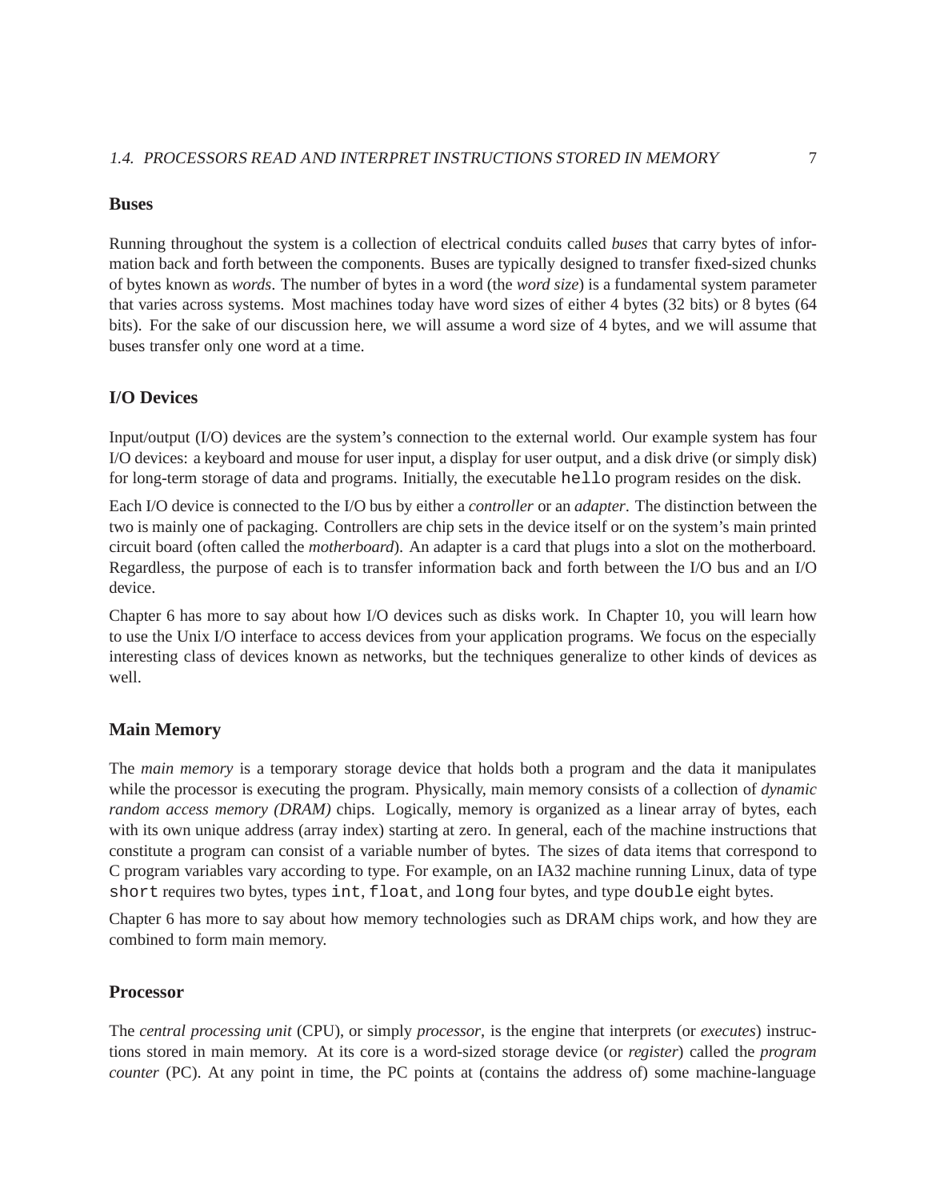#### Buses

Running throughout the system is a collection of electrical conduits called *buses* that carry bytes of information back and forth between the components. Buses are typically designed to transfer fixed-sized chunks of bytes known as *words*. The number of bytes in a word (the *word size*) is a fundamental system parameter that varies across systems. Most machines today have word sizes of either 4 bytes (32 bits) or 8 bytes (64 bits). For the sake of our discussion here, we will assume a word size of 4 bytes, and we will assume that buses transfer only one word at a time.

#### I/O Devices

Input/output (I/O) devices are the system's connection to the external world. Our example system has four I/O devices: a keyboard and mouse for user input, a display for user output, and a disk drive (or simply disk) for long-term storage of data and programs. Initially, the executable `hello` program resides on the disk.

Each I/O device is connected to the I/O bus by either a *controller* or an *adapter*. The distinction between the two is mainly one of packaging. Controllers are chip sets in the device itself or on the system's main printed circuit board (often called the *motherboard*). An adapter is a card that plugs into a slot on the motherboard. Regardless, the purpose of each is to transfer information back and forth between the I/O bus and an I/O device.

Chapter 6 has more to say about how I/O devices such as disks work. In Chapter 10, you will learn how to use the Unix I/O interface to access devices from your application programs. We focus on the especially interesting class of devices known as networks, but the techniques generalize to other kinds of devices as well.

#### Main Memory

The *main memory* is a temporary storage device that holds both a program and the data it manipulates while the processor is executing the program. Physically, main memory consists of a collection of *dynamic random access memory (DRAM)* chips. Logically, memory is organized as a linear array of bytes, each with its own unique address (array index) starting at zero. In general, each of the machine instructions that constitute a program can consist of a variable number of bytes. The sizes of data items that correspond to C program variables vary according to type. For example, on an IA32 machine running Linux, data of type `short` requires two bytes, types `int`, `float`, and `long` four bytes, and type `double` eight bytes.

Chapter 6 has more to say about how memory technologies such as DRAM chips work, and how they are combined to form main memory.

#### Processor

The *central processing unit* (CPU), or simply *processor*, is the engine that interprets (or *executes*) instructions stored in main memory. At its core is a word-sized storage device (or *register*) called the *program counter* (PC). At any point in time, the PC points at (contains the address of) some machine-language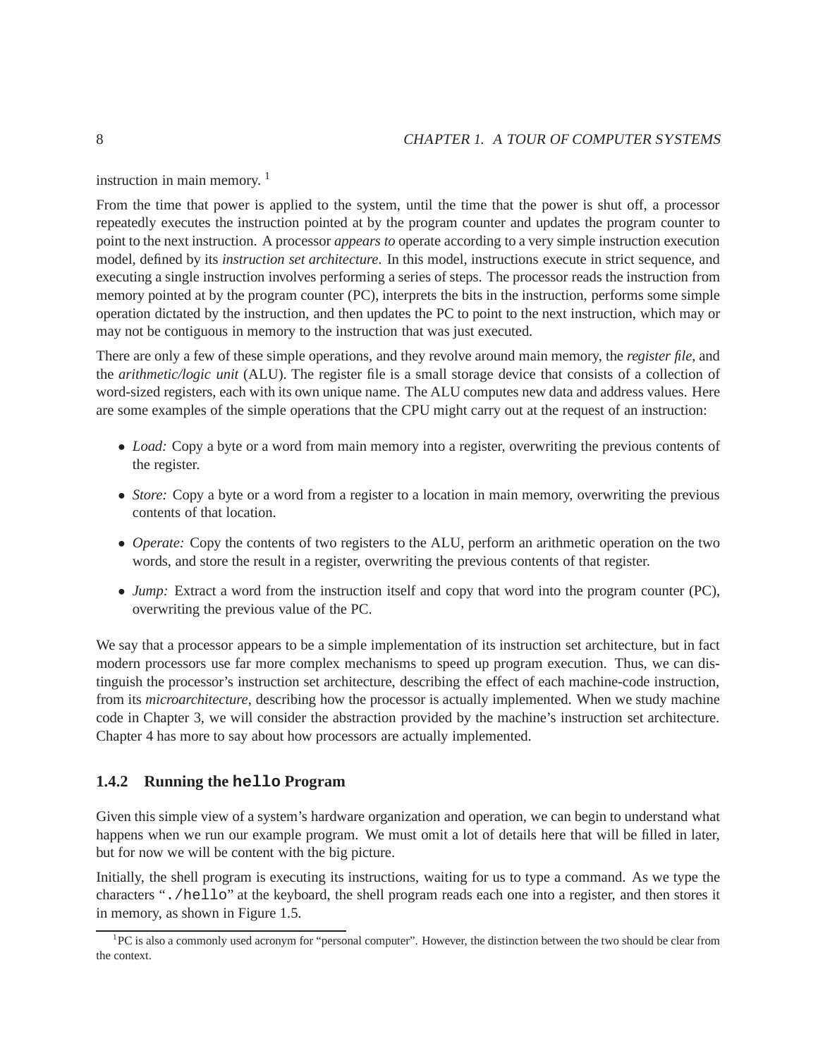instruction in main memory. [1]

From the time that power is applied to the system, until the time that the power is shut off, a processor repeatedly executes the instruction pointed at by the program counter and updates the program counter to point to the next instruction. A processor *appears to* operate according to a very simple instruction execution model, defined by its *instruction set architecture*. In this model, instructions execute in strict sequence, and executing a single instruction involves performing a series of steps. The processor reads the instruction from memory pointed at by the program counter (PC), interprets the bits in the instruction, performs some simple operation dictated by the instruction, and then updates the PC to point to the next instruction, which may or may not be contiguous in memory to the instruction that was just executed.

There are only a few of these simple operations, and they revolve around main memory, the *register file*, and the *arithmetic/logic unit* (ALU). The register file is a small storage device that consists of a collection of word-sized registers, each with its own unique name. The ALU computes new data and address values. Here are some examples of the simple operations that the CPU might carry out at the request of an instruction:

- *Load:* Copy a byte or a word from main memory into a register, overwriting the previous contents of the register.
- *Store:* Copy a byte or a word from a register to a location in main memory, overwriting the previous contents of that location.
- *Operate:* Copy the contents of two registers to the ALU, perform an arithmetic operation on the two words, and store the result in a register, overwriting the previous contents of that register.
- *Jump:* Extract a word from the instruction itself and copy that word into the program counter (PC), overwriting the previous value of the PC.

We say that a processor appears to be a simple implementation of its instruction set architecture, but in fact modern processors use far more complex mechanisms to speed up program execution. Thus, we can distinguish the processor's instruction set architecture, describing the effect of each machine-code instruction, from its *microarchitecture*, describing how the processor is actually implemented. When we study machine code in Chapter 3, we will consider the abstraction provided by the machine's instruction set architecture. Chapter 4 has more to say about how processors are actually implemented.

### 1.4.2 Running the `hello` Program

Given this simple view of a system's hardware organization and operation, we can begin to understand what happens when we run our example program. We must omit a lot of details here that will be filled in later, but for now we will be content with the big picture.

Initially, the shell program is executing its instructions, waiting for us to type a command. As we type the characters "`./hello`" at the keyboard, the shell program reads each one into a register, and then stores it in memory, as shown in Figure 1.5.

---

[1] PC is also a commonly used acronym for "personal computer". However, the distinction between the two should be clear from the context.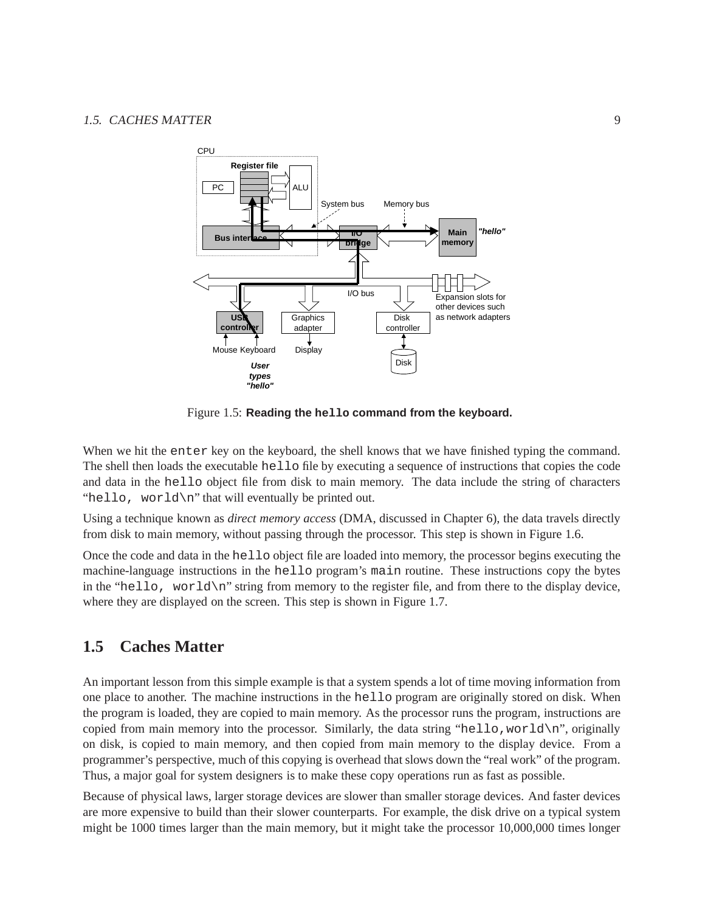Figure 1.5: **Reading the `hello` command from the keyboard.**

When we hit the `enter` key on the keyboard, the shell knows that we have finished typing the command. The shell then loads the executable `hello` file by executing a sequence of instructions that copies the code and data in the `hello` object file from disk to main memory. The data include the string of characters "`hello, world\n`" that will eventually be printed out.

Using a technique known as *direct memory access* (DMA, discussed in Chapter 6), the data travels directly from disk to main memory, without passing through the processor. This step is shown in Figure 1.6.

Once the code and data in the `hello` object file are loaded into memory, the processor begins executing the machine-language instructions in the `hello` program's `main` routine. These instructions copy the bytes in the "`hello, world\n`" string from memory to the register file, and from there to the display device, where they are displayed on the screen. This step is shown in Figure 1.7.

## 1.5 Caches Matter

An important lesson from this simple example is that a system spends a lot of time moving information from one place to another. The machine instructions in the `hello` program are originally stored on disk. When the program is loaded, they are copied to main memory. As the processor runs the program, instructions are copied from main memory into the processor. Similarly, the data string "`hello,world\n`", originally on disk, is copied to main memory, and then copied from main memory to the display device. From a programmer's perspective, much of this copying is overhead that slows down the "real work" of the program. Thus, a major goal for system designers is to make these copy operations run as fast as possible.

Because of physical laws, larger storage devices are slower than smaller storage devices. And faster devices are more expensive to build than their slower counterparts. For example, the disk drive on a typical system might be 1000 times larger than the main memory, but it might take the processor 10,000,000 times longer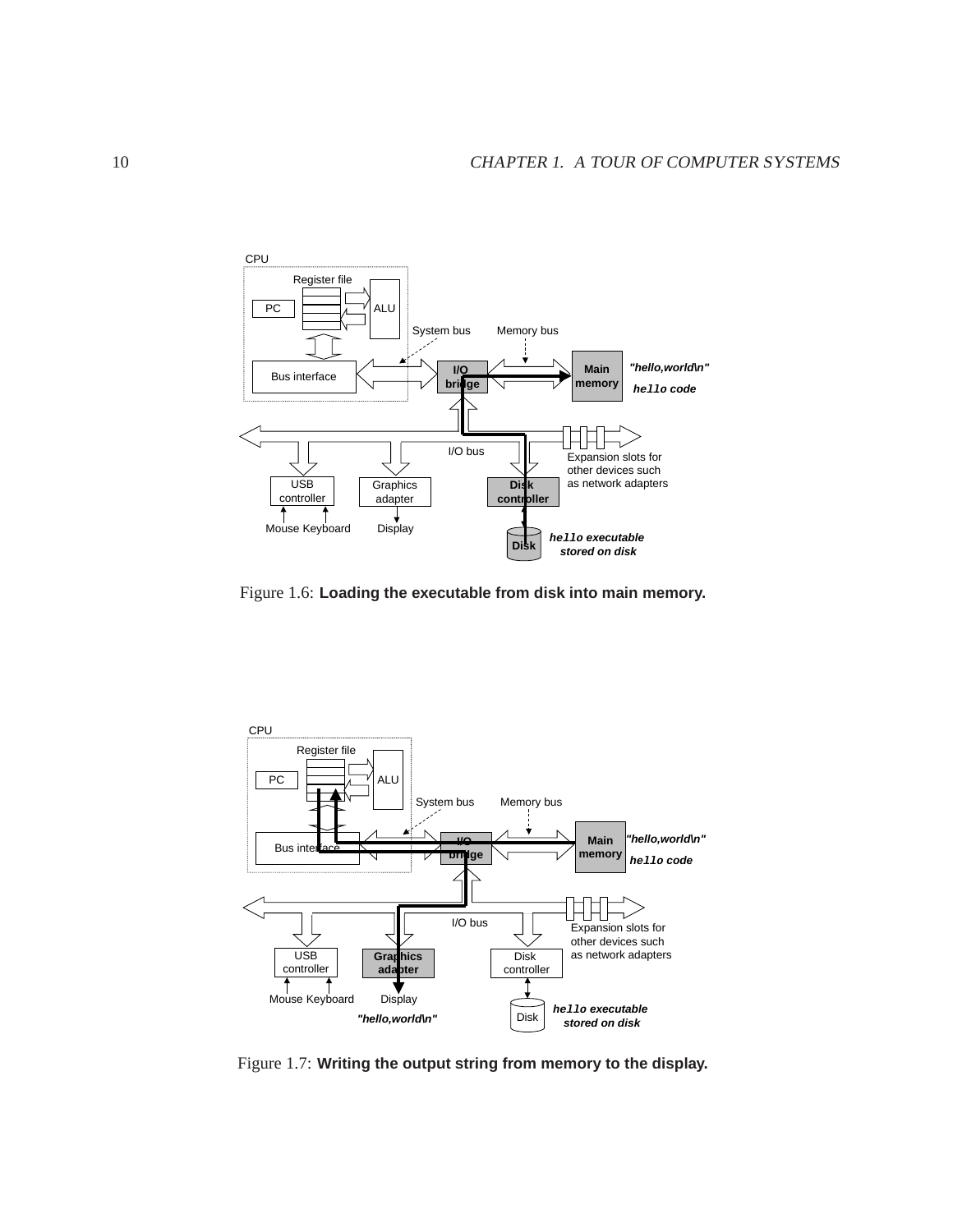Figure 1.6: **Loading the executable from disk into main memory.**

Figure 1.7: **Writing the output string from memory to the display.**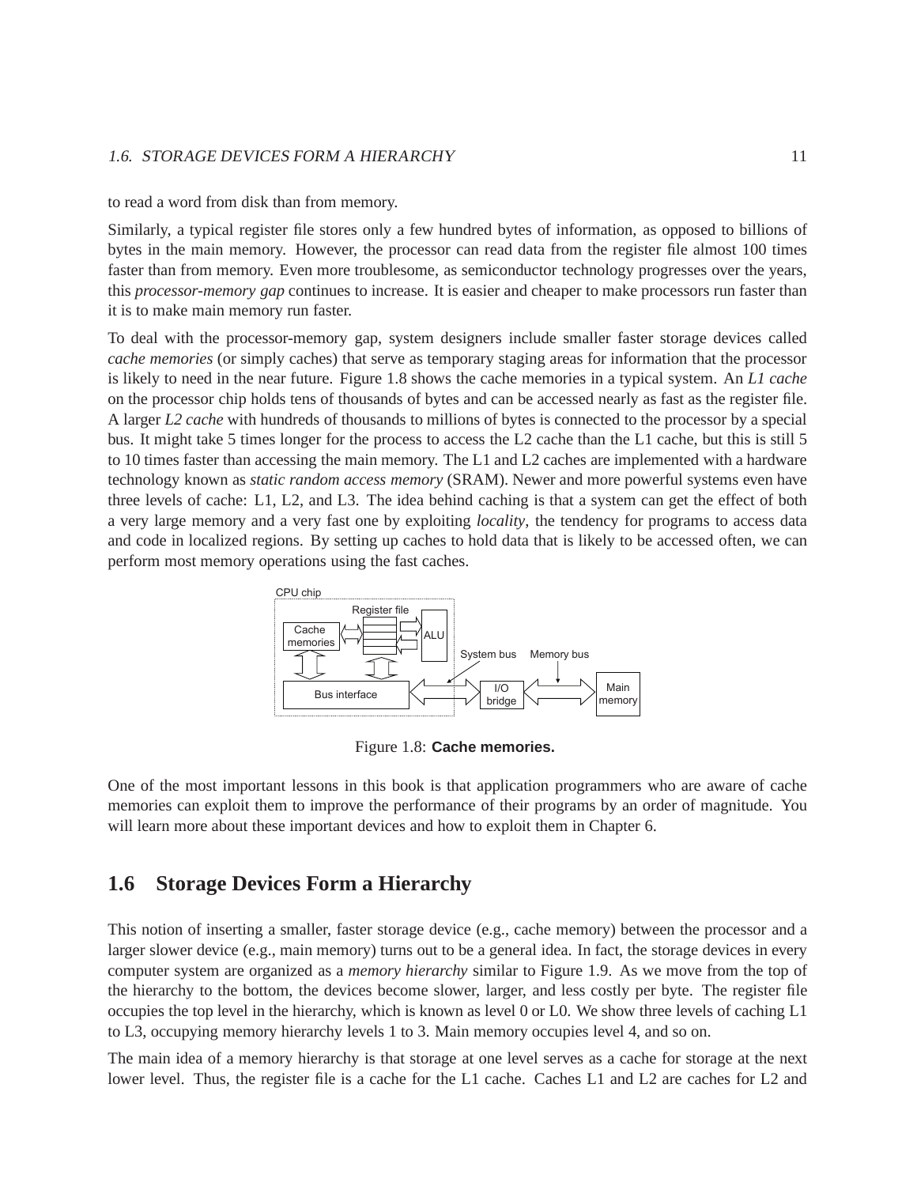to read a word from disk than from memory.

Similarly, a typical register file stores only a few hundred bytes of information, as opposed to billions of bytes in the main memory. However, the processor can read data from the register file almost 100 times faster than from memory. Even more troublesome, as semiconductor technology progresses over the years, this *processor-memory gap* continues to increase. It is easier and cheaper to make processors run faster than it is to make main memory run faster.

To deal with the processor-memory gap, system designers include smaller faster storage devices called *cache memories* (or simply caches) that serve as temporary staging areas for information that the processor is likely to need in the near future. Figure 1.8 shows the cache memories in a typical system. An *L1 cache* on the processor chip holds tens of thousands of bytes and can be accessed nearly as fast as the register file. A larger *L2 cache* with hundreds of thousands to millions of bytes is connected to the processor by a special bus. It might take 5 times longer for the process to access the L2 cache than the L1 cache, but this is still 5 to 10 times faster than accessing the main memory. The L1 and L2 caches are implemented with a hardware technology known as *static random access memory* (SRAM). Newer and more powerful systems even have three levels of cache: L1, L2, and L3. The idea behind caching is that a system can get the effect of both a very large memory and a very fast one by exploiting *locality*, the tendency for programs to access data and code in localized regions. By setting up caches to hold data that is likely to be accessed often, we can perform most memory operations using the fast caches.

Figure 1.8: **Cache memories.**

One of the most important lessons in this book is that application programmers who are aware of cache memories can exploit them to improve the performance of their programs by an order of magnitude. You will learn more about these important devices and how to exploit them in Chapter 6.

## 1.6 Storage Devices Form a Hierarchy

This notion of inserting a smaller, faster storage device (e.g., cache memory) between the processor and a larger slower device (e.g., main memory) turns out to be a general idea. In fact, the storage devices in every computer system are organized as a *memory hierarchy* similar to Figure 1.9. As we move from the top of the hierarchy to the bottom, the devices become slower, larger, and less costly per byte. The register file occupies the top level in the hierarchy, which is known as level 0 or L0. We show three levels of caching L1 to L3, occupying memory hierarchy levels 1 to 3. Main memory occupies level 4, and so on.

The main idea of a memory hierarchy is that storage at one level serves as a cache for storage at the next lower level. Thus, the register file is a cache for the L1 cache. Caches L1 and L2 are caches for L2 and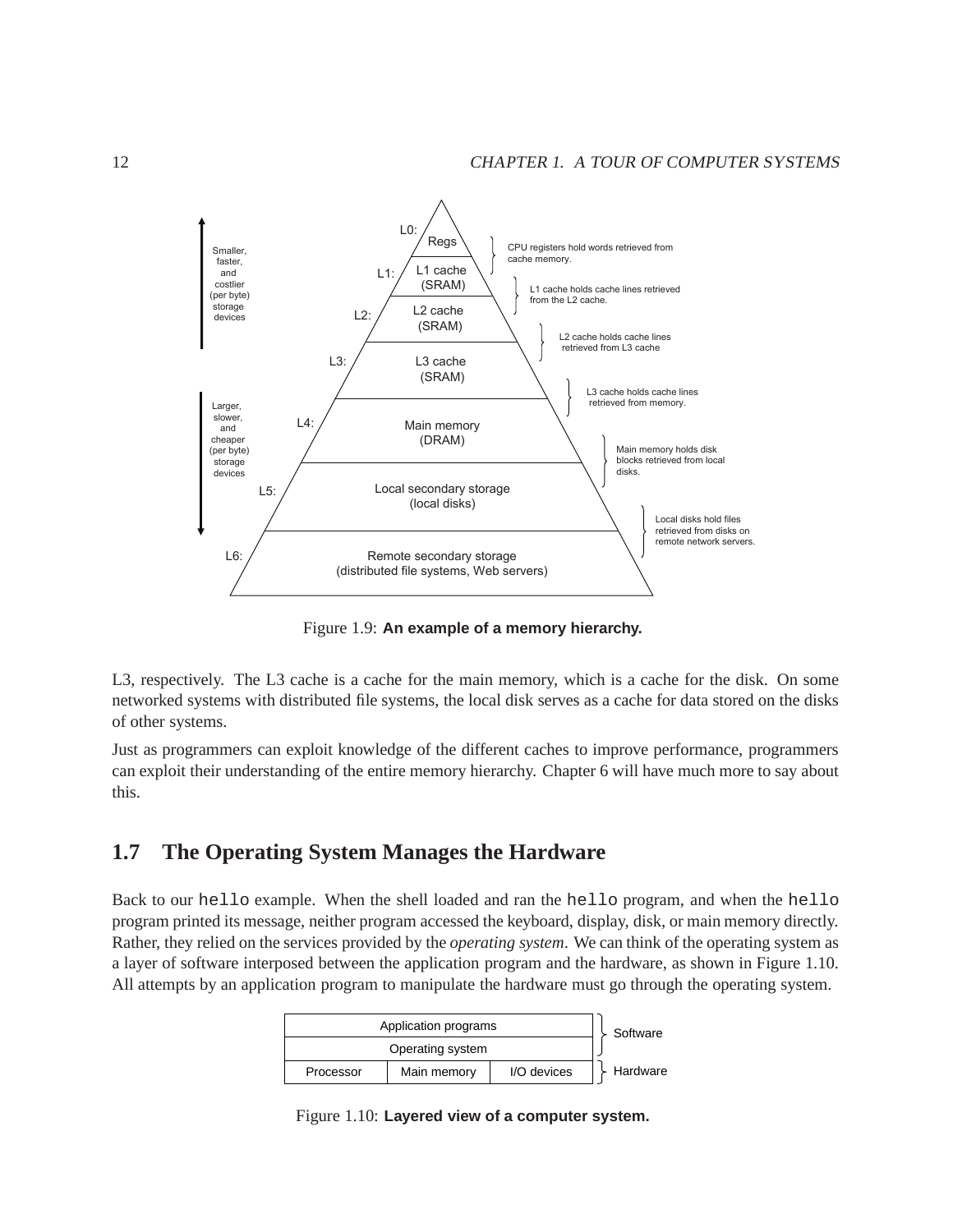Figure 1.9: **An example of a memory hierarchy.**

L3, respectively. The L3 cache is a cache for the main memory, which is a cache for the disk. On some networked systems with distributed file systems, the local disk serves as a cache for data stored on the disks of other systems.

Just as programmers can exploit knowledge of the different caches to improve performance, programmers can exploit their understanding of the entire memory hierarchy. Chapter 6 will have much more to say about this.

## 1.7 The Operating System Manages the Hardware

Back to our `hello` example. When the shell loaded and ran the `hello` program, and when the `hello` program printed its message, neither program accessed the keyboard, display, disk, or main memory directly. Rather, they relied on the services provided by the *operating system*. We can think of the operating system as a layer of software interposed between the application program and the hardware, as shown in Figure 1.10. All attempts by an application program to manipulate the hardware must go through the operating system.

Figure 1.10: **Layered view of a computer system.**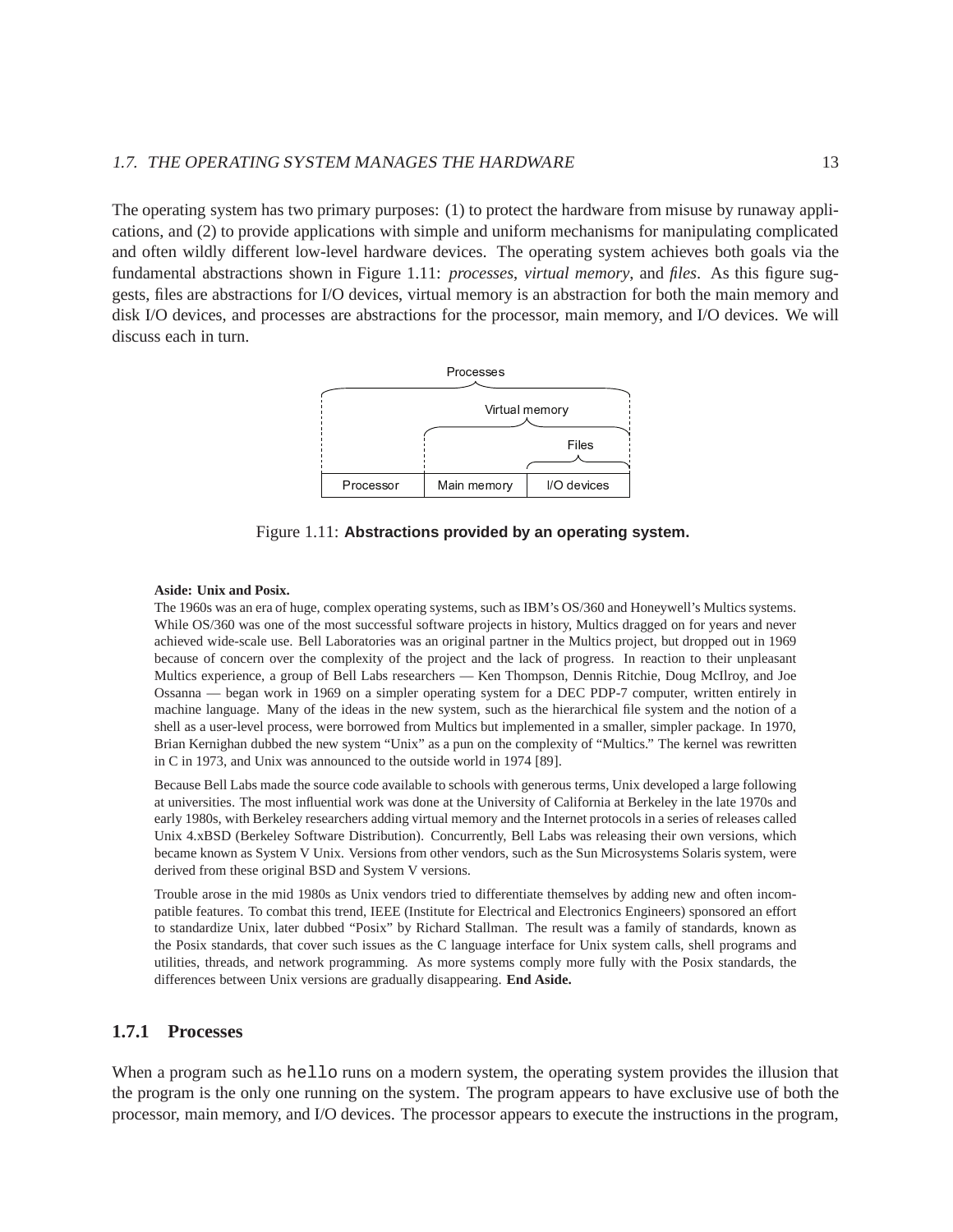The operating system has two primary purposes: (1) to protect the hardware from misuse by runaway applications, and (2) to provide applications with simple and uniform mechanisms for manipulating complicated and often wildly different low-level hardware devices. The operating system achieves both goals via the fundamental abstractions shown in Figure 1.11: *processes*, *virtual memory*, and *files*. As this figure suggests, files are abstractions for I/O devices, virtual memory is an abstraction for both the main memory and disk I/O devices, and processes are abstractions for the processor, main memory, and I/O devices. We will discuss each in turn.

| Processor | Main memory | I/O devices |
|---|---|---|

(Processes span Processor, Main memory, I/O devices; Virtual memory spans Main memory, I/O devices; Files span I/O devices.)

Figure 1.11: **Abstractions provided by an operating system.**

**Aside: Unix and Posix.**

The 1960s was an era of huge, complex operating systems, such as IBM's OS/360 and Honeywell's Multics systems. While OS/360 was one of the most successful software projects in history, Multics dragged on for years and never achieved wide-scale use. Bell Laboratories was an original partner in the Multics project, but dropped out in 1969 because of concern over the complexity of the project and the lack of progress. In reaction to their unpleasant Multics experience, a group of Bell Labs researchers — Ken Thompson, Dennis Ritchie, Doug McIlroy, and Joe Ossanna — began work in 1969 on a simpler operating system for a DEC PDP-7 computer, written entirely in machine language. Many of the ideas in the new system, such as the hierarchical file system and the notion of a shell as a user-level process, were borrowed from Multics but implemented in a smaller, simpler package. In 1970, Brian Kernighan dubbed the new system "Unix" as a pun on the complexity of "Multics." The kernel was rewritten in C in 1973, and Unix was announced to the outside world in 1974 [89].

Because Bell Labs made the source code available to schools with generous terms, Unix developed a large following at universities. The most influential work was done at the University of California at Berkeley in the late 1970s and early 1980s, with Berkeley researchers adding virtual memory and the Internet protocols in a series of releases called Unix 4.xBSD (Berkeley Software Distribution). Concurrently, Bell Labs was releasing their own versions, which became known as System V Unix. Versions from other vendors, such as the Sun Microsystems Solaris system, were derived from these original BSD and System V versions.

Trouble arose in the mid 1980s as Unix vendors tried to differentiate themselves by adding new and often incompatible features. To combat this trend, IEEE (Institute for Electrical and Electronics Engineers) sponsored an effort to standardize Unix, later dubbed "Posix" by Richard Stallman. The result was a family of standards, known as the Posix standards, that cover such issues as the C language interface for Unix system calls, shell programs and utilities, threads, and network programming. As more systems comply more fully with the Posix standards, the differences between Unix versions are gradually disappearing. **End Aside.**

### 1.7.1 Processes

When a program such as `hello` runs on a modern system, the operating system provides the illusion that the program is the only one running on the system. The program appears to have exclusive use of both the processor, main memory, and I/O devices. The processor appears to execute the instructions in the program,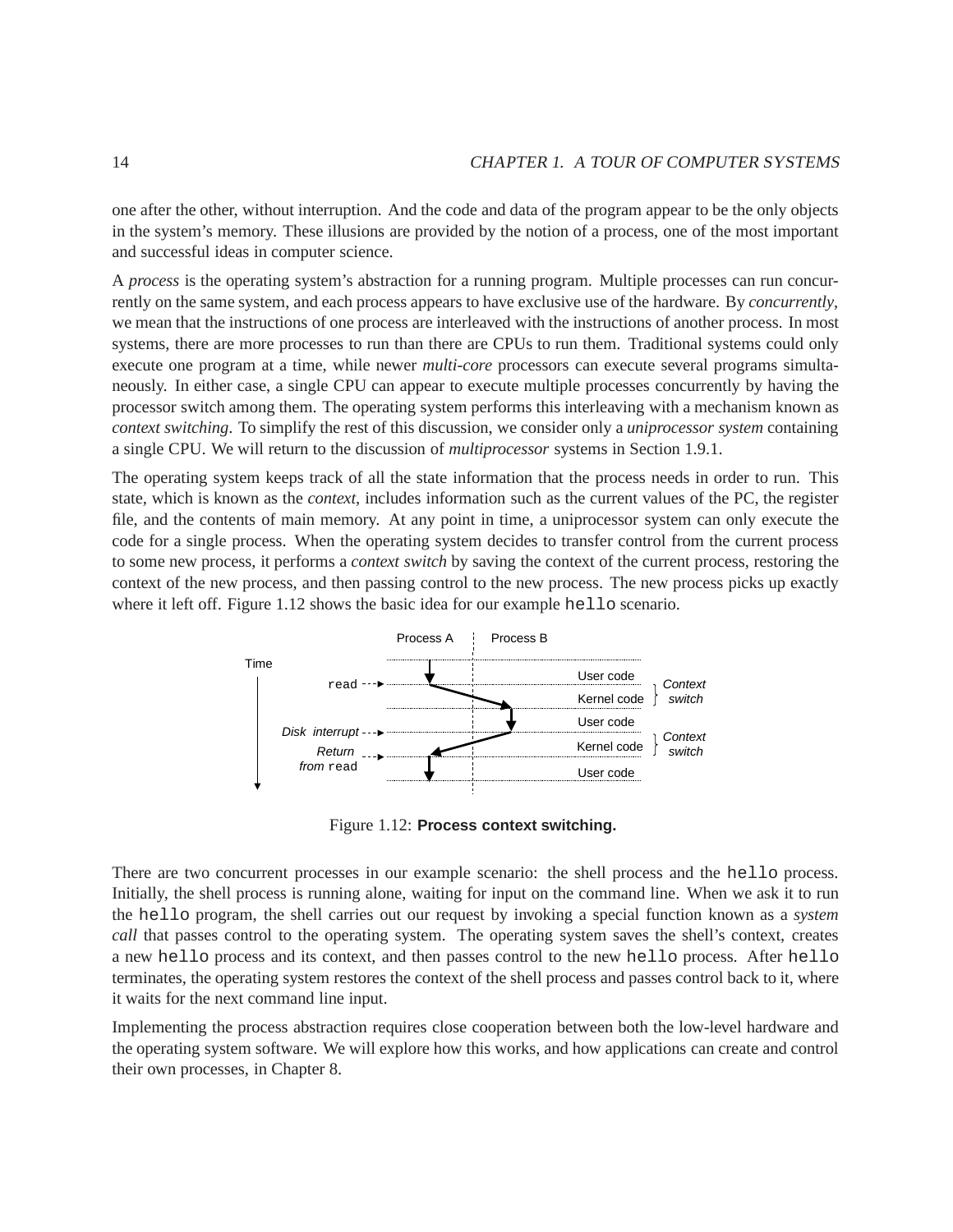one after the other, without interruption. And the code and data of the program appear to be the only objects in the system's memory. These illusions are provided by the notion of a process, one of the most important and successful ideas in computer science.

A *process* is the operating system's abstraction for a running program. Multiple processes can run concurrently on the same system, and each process appears to have exclusive use of the hardware. By *concurrently*, we mean that the instructions of one process are interleaved with the instructions of another process. In most systems, there are more processes to run than there are CPUs to run them. Traditional systems could only execute one program at a time, while newer *multi-core* processors can execute several programs simultaneously. In either case, a single CPU can appear to execute multiple processes concurrently by having the processor switch among them. The operating system performs this interleaving with a mechanism known as *context switching*. To simplify the rest of this discussion, we consider only a *uniprocessor system* containing a single CPU. We will return to the discussion of *multiprocessor* systems in Section 1.9.1.

The operating system keeps track of all the state information that the process needs in order to run. This state, which is known as the *context*, includes information such as the current values of the PC, the register file, and the contents of main memory. At any point in time, a uniprocessor system can only execute the code for a single process. When the operating system decides to transfer control from the current process to some new process, it performs a *context switch* by saving the context of the current process, restoring the context of the new process, and then passing control to the new process. The new process picks up exactly where it left off. Figure 1.12 shows the basic idea for our example `hello` scenario.

Process A
Process B
Time
`read`
User code
Kernel code
*Context switch*
User code
*Disk interrupt*
Kernel code
*Context switch*
*Return from* `read`
User code

Figure 1.12: **Process context switching.**

There are two concurrent processes in our example scenario: the shell process and the `hello` process. Initially, the shell process is running alone, waiting for input on the command line. When we ask it to run the `hello` program, the shell carries out our request by invoking a special function known as a *system call* that passes control to the operating system. The operating system saves the shell's context, creates a new `hello` process and its context, and then passes control to the new `hello` process. After `hello` terminates, the operating system restores the context of the shell process and passes control back to it, where it waits for the next command line input.

Implementing the process abstraction requires close cooperation between both the low-level hardware and the operating system software. We will explore how this works, and how applications can create and control their own processes, in Chapter 8.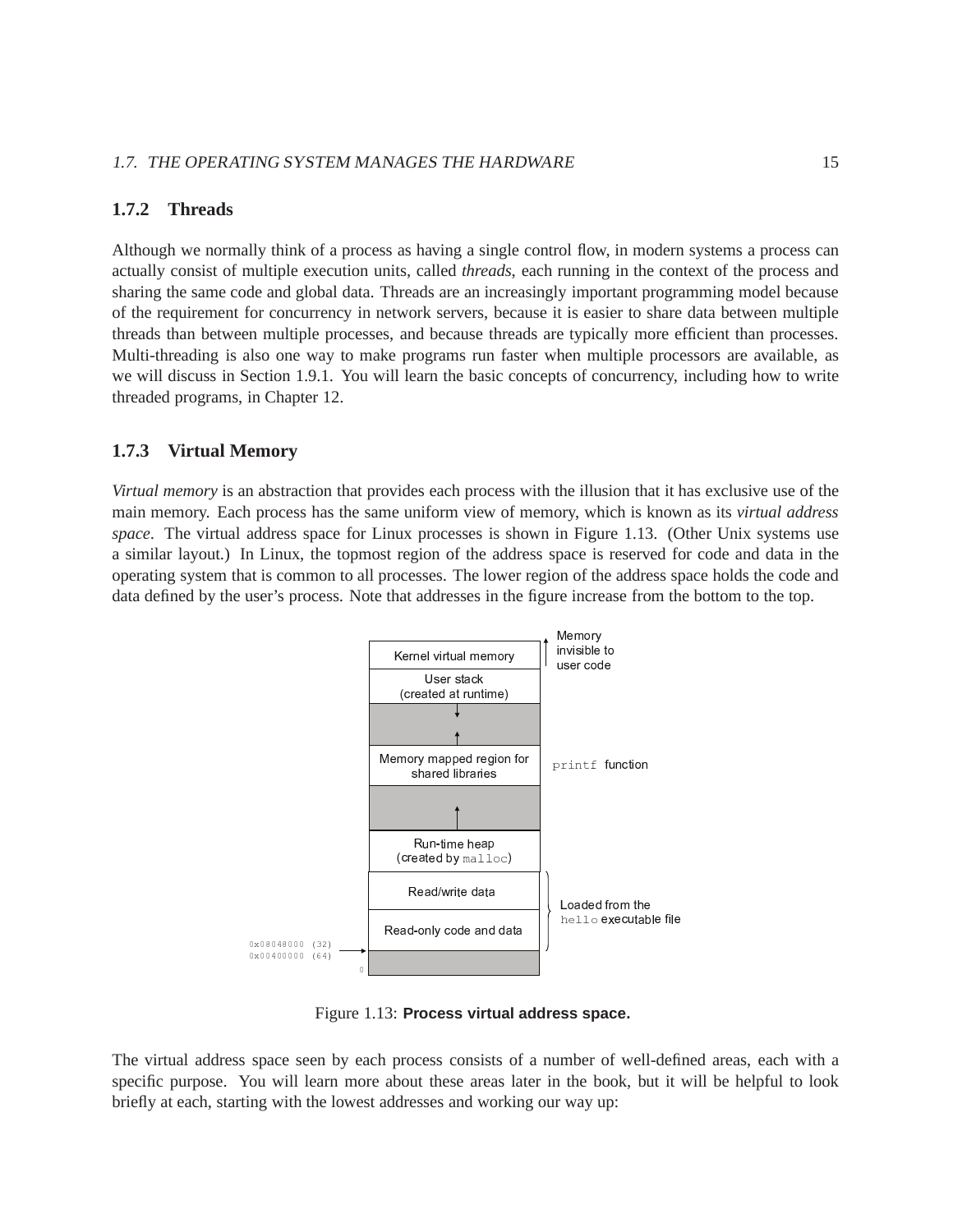### 1.7.2 Threads

Although we normally think of a process as having a single control flow, in modern systems a process can actually consist of multiple execution units, called *threads*, each running in the context of the process and sharing the same code and global data. Threads are an increasingly important programming model because of the requirement for concurrency in network servers, because it is easier to share data between multiple threads than between multiple processes, and because threads are typically more efficient than processes. Multi-threading is also one way to make programs run faster when multiple processors are available, as we will discuss in Section 1.9.1. You will learn the basic concepts of concurrency, including how to write threaded programs, in Chapter 12.

### 1.7.3 Virtual Memory

*Virtual memory* is an abstraction that provides each process with the illusion that it has exclusive use of the main memory. Each process has the same uniform view of memory, which is known as its *virtual address space*. The virtual address space for Linux processes is shown in Figure 1.13. (Other Unix systems use a similar layout.) In Linux, the topmost region of the address space is reserved for code and data in the operating system that is common to all processes. The lower region of the address space holds the code and data defined by the user's process. Note that addresses in the figure increase from the bottom to the top.

| Region | Notes |
|---|---|
| Kernel virtual memory | Memory invisible to user code |
| User stack (created at runtime) | |
| (gap) | |
| Memory mapped region for shared libraries | `printf` function |
| (gap) | |
| Run-time heap (created by `malloc`) | |
| Read/write data | Loaded from the `hello` executable file |
| Read-only code and data | Loaded from the `hello` executable file |
| (unused) — starts at 0x08048000 (32) / 0x00400000 (64) | |
| 0 | |

Figure 1.13: **Process virtual address space.**

The virtual address space seen by each process consists of a number of well-defined areas, each with a specific purpose. You will learn more about these areas later in the book, but it will be helpful to look briefly at each, starting with the lowest addresses and working our way up: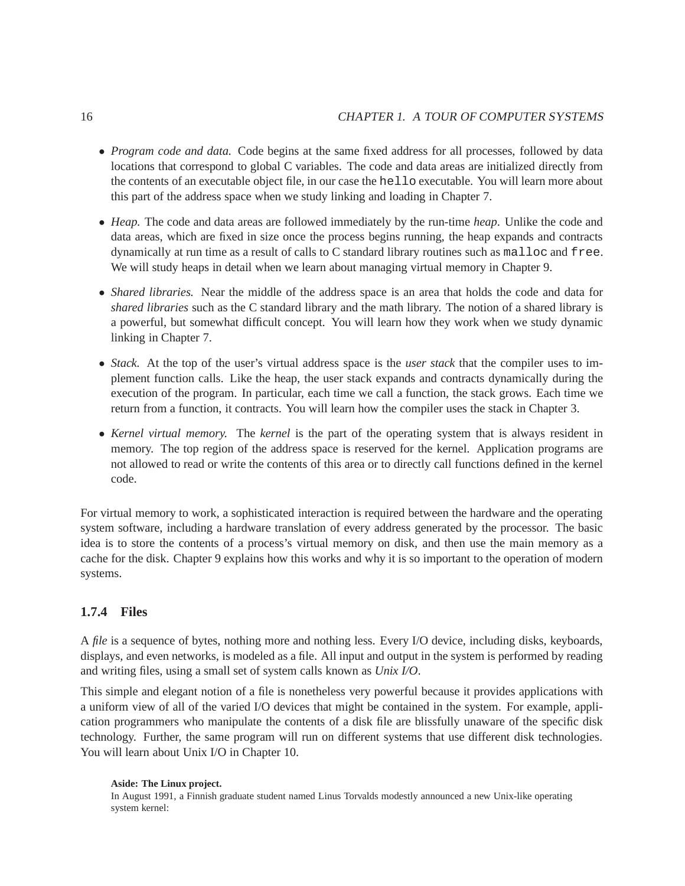- *Program code and data.* Code begins at the same fixed address for all processes, followed by data locations that correspond to global C variables. The code and data areas are initialized directly from the contents of an executable object file, in our case the `hello` executable. You will learn more about this part of the address space when we study linking and loading in Chapter 7.

- *Heap.* The code and data areas are followed immediately by the run-time *heap*. Unlike the code and data areas, which are fixed in size once the process begins running, the heap expands and contracts dynamically at run time as a result of calls to C standard library routines such as `malloc` and `free`. We will study heaps in detail when we learn about managing virtual memory in Chapter 9.

- *Shared libraries.* Near the middle of the address space is an area that holds the code and data for *shared libraries* such as the C standard library and the math library. The notion of a shared library is a powerful, but somewhat difficult concept. You will learn how they work when we study dynamic linking in Chapter 7.

- *Stack.* At the top of the user's virtual address space is the *user stack* that the compiler uses to implement function calls. Like the heap, the user stack expands and contracts dynamically during the execution of the program. In particular, each time we call a function, the stack grows. Each time we return from a function, it contracts. You will learn how the compiler uses the stack in Chapter 3.

- *Kernel virtual memory.* The *kernel* is the part of the operating system that is always resident in memory. The top region of the address space is reserved for the kernel. Application programs are not allowed to read or write the contents of this area or to directly call functions defined in the kernel code.

For virtual memory to work, a sophisticated interaction is required between the hardware and the operating system software, including a hardware translation of every address generated by the processor. The basic idea is to store the contents of a process's virtual memory on disk, and then use the main memory as a cache for the disk. Chapter 9 explains how this works and why it is so important to the operation of modern systems.

### 1.7.4 Files

A *file* is a sequence of bytes, nothing more and nothing less. Every I/O device, including disks, keyboards, displays, and even networks, is modeled as a file. All input and output in the system is performed by reading and writing files, using a small set of system calls known as *Unix I/O*.

This simple and elegant notion of a file is nonetheless very powerful because it provides applications with a uniform view of all of the varied I/O devices that might be contained in the system. For example, application programmers who manipulate the contents of a disk file are blissfully unaware of the specific disk technology. Further, the same program will run on different systems that use different disk technologies. You will learn about Unix I/O in Chapter 10.

**Aside: The Linux project.**

In August 1991, a Finnish graduate student named Linus Torvalds modestly announced a new Unix-like operating system kernel: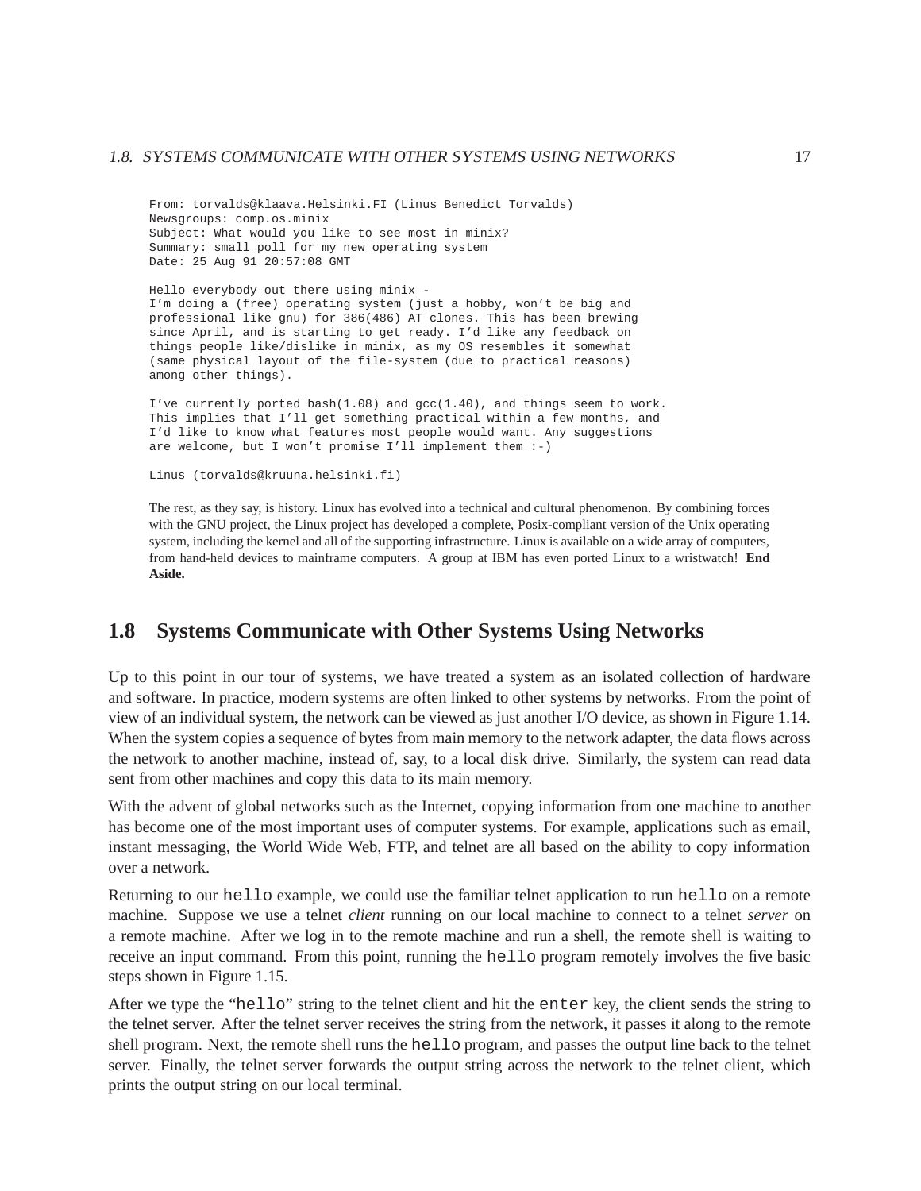```
From: torvalds@klaava.Helsinki.FI (Linus Benedict Torvalds)
Newsgroups: comp.os.minix
Subject: What would you like to see most in minix?
Summary: small poll for my new operating system
Date: 25 Aug 91 20:57:08 GMT

Hello everybody out there using minix -
I'm doing a (free) operating system (just a hobby, won't be big and
professional like gnu) for 386(486) AT clones. This has been brewing
since April, and is starting to get ready. I'd like any feedback on
things people like/dislike in minix, as my OS resembles it somewhat
(same physical layout of the file-system (due to practical reasons)
among other things).

I've currently ported bash(1.08) and gcc(1.40), and things seem to work.
This implies that I'll get something practical within a few months, and
I'd like to know what features most people would want. Any suggestions
are welcome, but I won't promise I'll implement them :-)

Linus (torvalds@kruuna.helsinki.fi)
```

The rest, as they say, is history. Linux has evolved into a technical and cultural phenomenon. By combining forces with the GNU project, the Linux project has developed a complete, Posix-compliant version of the Unix operating system, including the kernel and all of the supporting infrastructure. Linux is available on a wide array of computers, from hand-held devices to mainframe computers. A group at IBM has even ported Linux to a wristwatch! **End Aside.**

## 1.8 Systems Communicate with Other Systems Using Networks

Up to this point in our tour of systems, we have treated a system as an isolated collection of hardware and software. In practice, modern systems are often linked to other systems by networks. From the point of view of an individual system, the network can be viewed as just another I/O device, as shown in Figure 1.14. When the system copies a sequence of bytes from main memory to the network adapter, the data flows across the network to another machine, instead of, say, to a local disk drive. Similarly, the system can read data sent from other machines and copy this data to its main memory.

With the advent of global networks such as the Internet, copying information from one machine to another has become one of the most important uses of computer systems. For example, applications such as email, instant messaging, the World Wide Web, FTP, and telnet are all based on the ability to copy information over a network.

Returning to our `hello` example, we could use the familiar telnet application to run `hello` on a remote machine. Suppose we use a telnet *client* running on our local machine to connect to a telnet *server* on a remote machine. After we log in to the remote machine and run a shell, the remote shell is waiting to receive an input command. From this point, running the `hello` program remotely involves the five basic steps shown in Figure 1.15.

After we type the "`hello`" string to the telnet client and hit the `enter` key, the client sends the string to the telnet server. After the telnet server receives the string from the network, it passes it along to the remote shell program. Next, the remote shell runs the `hello` program, and passes the output line back to the telnet server. Finally, the telnet server forwards the output string across the network to the telnet client, which prints the output string on our local terminal.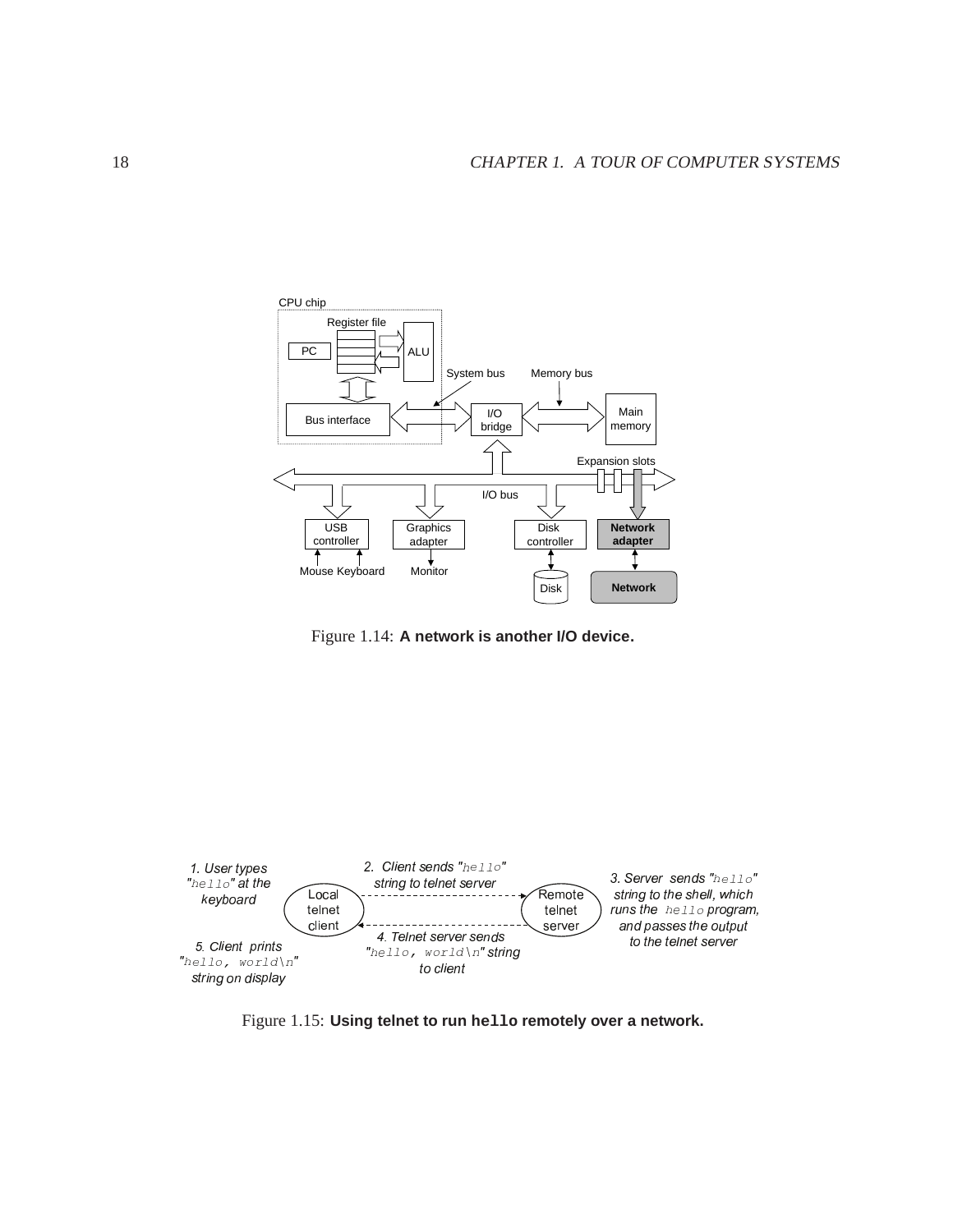Figure 1.14: **A network is another I/O device.**

Figure 1.15: **Using telnet to run `hello` remotely over a network.**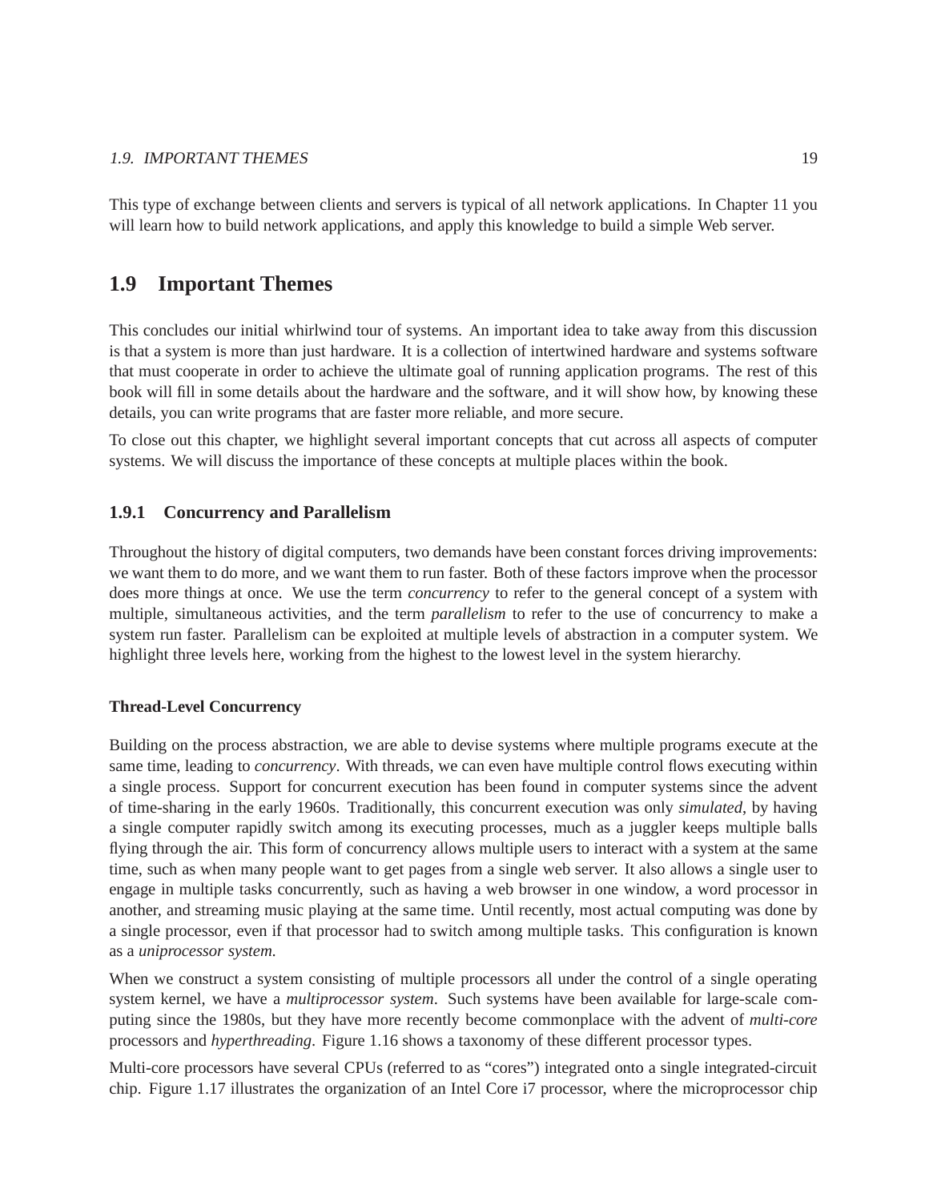This type of exchange between clients and servers is typical of all network applications. In Chapter 11 you will learn how to build network applications, and apply this knowledge to build a simple Web server.

## 1.9 Important Themes

This concludes our initial whirlwind tour of systems. An important idea to take away from this discussion is that a system is more than just hardware. It is a collection of intertwined hardware and systems software that must cooperate in order to achieve the ultimate goal of running application programs. The rest of this book will fill in some details about the hardware and the software, and it will show how, by knowing these details, you can write programs that are faster more reliable, and more secure.

To close out this chapter, we highlight several important concepts that cut across all aspects of computer systems. We will discuss the importance of these concepts at multiple places within the book.

### 1.9.1 Concurrency and Parallelism

Throughout the history of digital computers, two demands have been constant forces driving improvements: we want them to do more, and we want them to run faster. Both of these factors improve when the processor does more things at once. We use the term *concurrency* to refer to the general concept of a system with multiple, simultaneous activities, and the term *parallelism* to refer to the use of concurrency to make a system run faster. Parallelism can be exploited at multiple levels of abstraction in a computer system. We highlight three levels here, working from the highest to the lowest level in the system hierarchy.

#### Thread-Level Concurrency

Building on the process abstraction, we are able to devise systems where multiple programs execute at the same time, leading to *concurrency*. With threads, we can even have multiple control flows executing within a single process. Support for concurrent execution has been found in computer systems since the advent of time-sharing in the early 1960s. Traditionally, this concurrent execution was only *simulated*, by having a single computer rapidly switch among its executing processes, much as a juggler keeps multiple balls flying through the air. This form of concurrency allows multiple users to interact with a system at the same time, such as when many people want to get pages from a single web server. It also allows a single user to engage in multiple tasks concurrently, such as having a web browser in one window, a word processor in another, and streaming music playing at the same time. Until recently, most actual computing was done by a single processor, even if that processor had to switch among multiple tasks. This configuration is known as a *uniprocessor system.*

When we construct a system consisting of multiple processors all under the control of a single operating system kernel, we have a *multiprocessor system*. Such systems have been available for large-scale computing since the 1980s, but they have more recently become commonplace with the advent of *multi-core* processors and *hyperthreading*. Figure 1.16 shows a taxonomy of these different processor types.

Multi-core processors have several CPUs (referred to as "cores") integrated onto a single integrated-circuit chip. Figure 1.17 illustrates the organization of an Intel Core i7 processor, where the microprocessor chip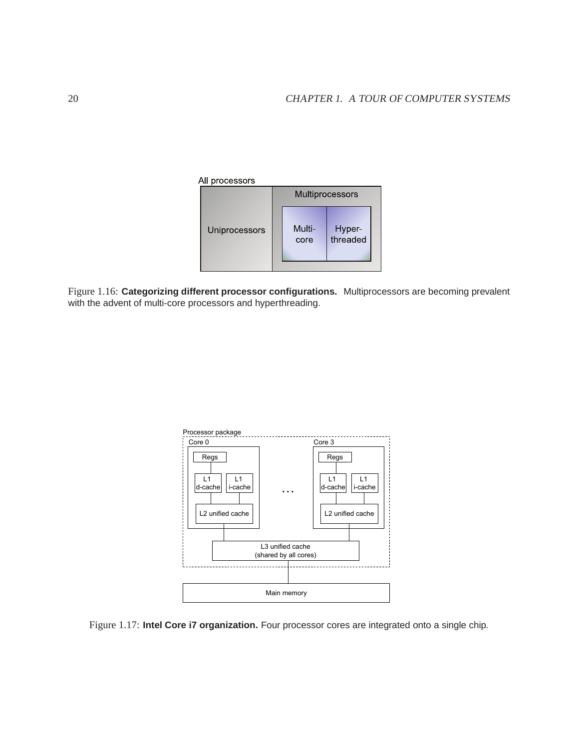Figure 1.16: **Categorizing different processor configurations.** Multiprocessors are becoming prevalent with the advent of multi-core processors and hyperthreading.

Figure 1.17: **Intel Core i7 organization.** Four processor cores are integrated onto a single chip.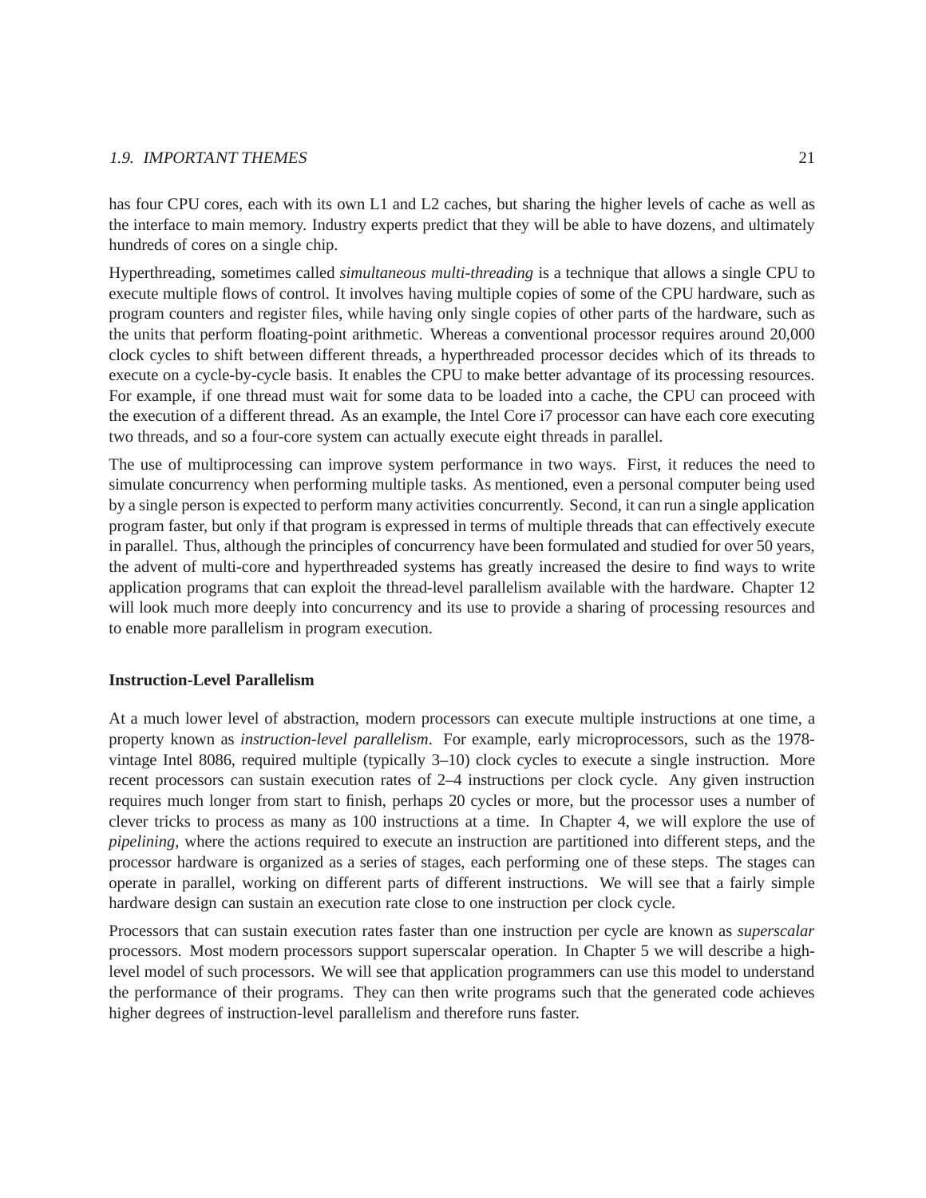has four CPU cores, each with its own L1 and L2 caches, but sharing the higher levels of cache as well as the interface to main memory. Industry experts predict that they will be able to have dozens, and ultimately hundreds of cores on a single chip.

Hyperthreading, sometimes called *simultaneous multi-threading* is a technique that allows a single CPU to execute multiple flows of control. It involves having multiple copies of some of the CPU hardware, such as program counters and register files, while having only single copies of other parts of the hardware, such as the units that perform floating-point arithmetic. Whereas a conventional processor requires around 20,000 clock cycles to shift between different threads, a hyperthreaded processor decides which of its threads to execute on a cycle-by-cycle basis. It enables the CPU to make better advantage of its processing resources. For example, if one thread must wait for some data to be loaded into a cache, the CPU can proceed with the execution of a different thread. As an example, the Intel Core i7 processor can have each core executing two threads, and so a four-core system can actually execute eight threads in parallel.

The use of multiprocessing can improve system performance in two ways. First, it reduces the need to simulate concurrency when performing multiple tasks. As mentioned, even a personal computer being used by a single person is expected to perform many activities concurrently. Second, it can run a single application program faster, but only if that program is expressed in terms of multiple threads that can effectively execute in parallel. Thus, although the principles of concurrency have been formulated and studied for over 50 years, the advent of multi-core and hyperthreaded systems has greatly increased the desire to find ways to write application programs that can exploit the thread-level parallelism available with the hardware. Chapter 12 will look much more deeply into concurrency and its use to provide a sharing of processing resources and to enable more parallelism in program execution.

#### Instruction-Level Parallelism

At a much lower level of abstraction, modern processors can execute multiple instructions at one time, a property known as *instruction-level parallelism*. For example, early microprocessors, such as the 1978-vintage Intel 8086, required multiple (typically 3–10) clock cycles to execute a single instruction. More recent processors can sustain execution rates of 2–4 instructions per clock cycle. Any given instruction requires much longer from start to finish, perhaps 20 cycles or more, but the processor uses a number of clever tricks to process as many as 100 instructions at a time. In Chapter 4, we will explore the use of *pipelining*, where the actions required to execute an instruction are partitioned into different steps, and the processor hardware is organized as a series of stages, each performing one of these steps. The stages can operate in parallel, working on different parts of different instructions. We will see that a fairly simple hardware design can sustain an execution rate close to one instruction per clock cycle.

Processors that can sustain execution rates faster than one instruction per cycle are known as *superscalar* processors. Most modern processors support superscalar operation. In Chapter 5 we will describe a high-level model of such processors. We will see that application programmers can use this model to understand the performance of their programs. They can then write programs such that the generated code achieves higher degrees of instruction-level parallelism and therefore runs faster.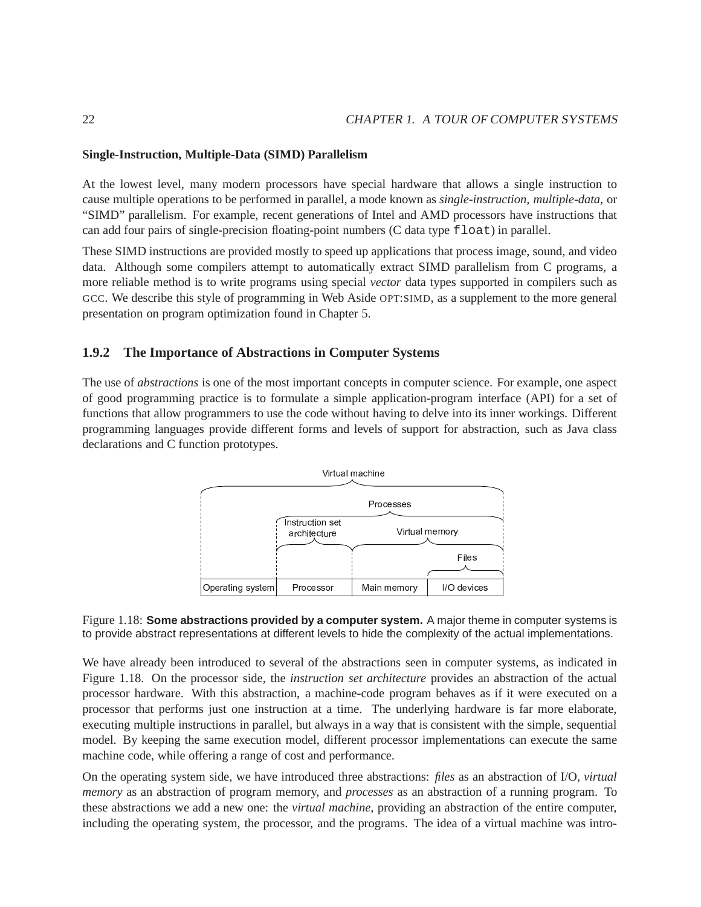**Single-Instruction, Multiple-Data (SIMD) Parallelism**

At the lowest level, many modern processors have special hardware that allows a single instruction to cause multiple operations to be performed in parallel, a mode known as *single-instruction, multiple-data*, or "SIMD" parallelism. For example, recent generations of Intel and AMD processors have instructions that can add four pairs of single-precision floating-point numbers (C data type `float`) in parallel.

These SIMD instructions are provided mostly to speed up applications that process image, sound, and video data. Although some compilers attempt to automatically extract SIMD parallelism from C programs, a more reliable method is to write programs using special *vector* data types supported in compilers such as GCC. We describe this style of programming in Web Aside OPT:SIMD, as a supplement to the more general presentation on program optimization found in Chapter 5.

### 1.9.2 The Importance of Abstractions in Computer Systems

The use of *abstractions* is one of the most important concepts in computer science. For example, one aspect of good programming practice is to formulate a simple application-program interface (API) for a set of functions that allow programmers to use the code without having to delve into its inner workings. Different programming languages provide different forms and levels of support for abstraction, such as Java class declarations and C function prototypes.

Figure 1.18: **Some abstractions provided by a computer system.** A major theme in computer systems is to provide abstract representations at different levels to hide the complexity of the actual implementations.

We have already been introduced to several of the abstractions seen in computer systems, as indicated in Figure 1.18. On the processor side, the *instruction set architecture* provides an abstraction of the actual processor hardware. With this abstraction, a machine-code program behaves as if it were executed on a processor that performs just one instruction at a time. The underlying hardware is far more elaborate, executing multiple instructions in parallel, but always in a way that is consistent with the simple, sequential model. By keeping the same execution model, different processor implementations can execute the same machine code, while offering a range of cost and performance.

On the operating system side, we have introduced three abstractions: *files* as an abstraction of I/O, *virtual memory* as an abstraction of program memory, and *processes* as an abstraction of a running program. To these abstractions we add a new one: the *virtual machine*, providing an abstraction of the entire computer, including the operating system, the processor, and the programs. The idea of a virtual machine was intro-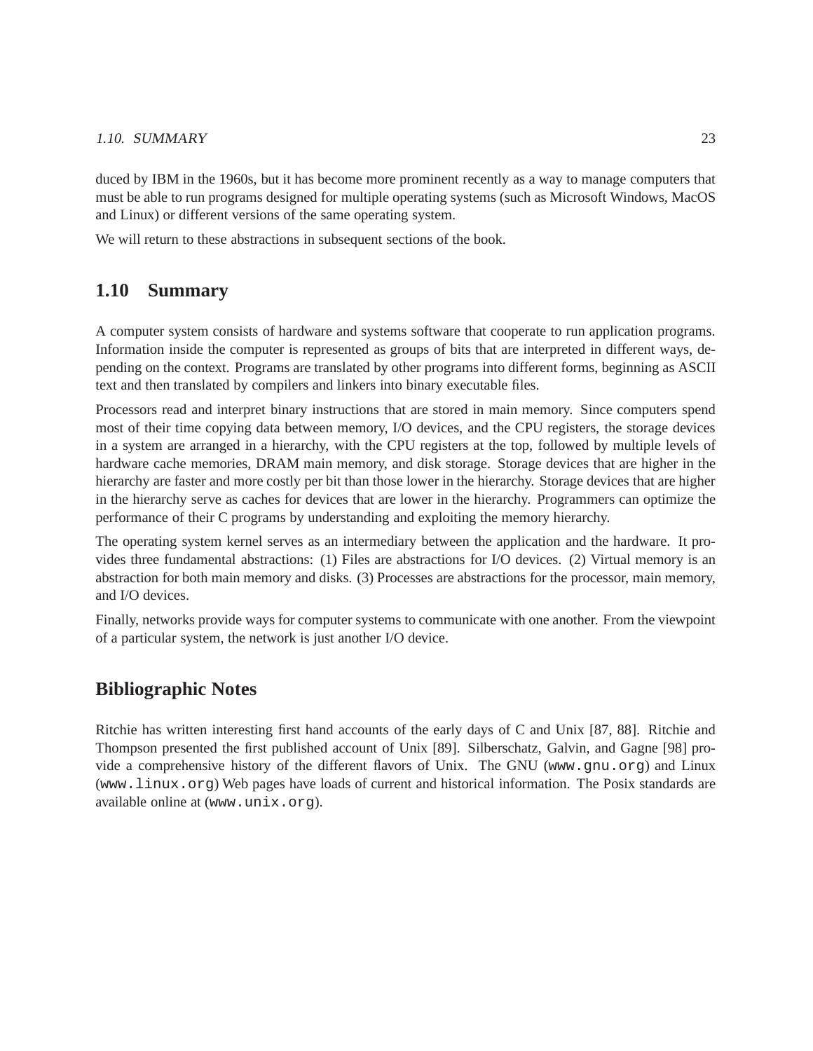duced by IBM in the 1960s, but it has become more prominent recently as a way to manage computers that must be able to run programs designed for multiple operating systems (such as Microsoft Windows, MacOS and Linux) or different versions of the same operating system.

We will return to these abstractions in subsequent sections of the book.

## 1.10 Summary

A computer system consists of hardware and systems software that cooperate to run application programs. Information inside the computer is represented as groups of bits that are interpreted in different ways, depending on the context. Programs are translated by other programs into different forms, beginning as ASCII text and then translated by compilers and linkers into binary executable files.

Processors read and interpret binary instructions that are stored in main memory. Since computers spend most of their time copying data between memory, I/O devices, and the CPU registers, the storage devices in a system are arranged in a hierarchy, with the CPU registers at the top, followed by multiple levels of hardware cache memories, DRAM main memory, and disk storage. Storage devices that are higher in the hierarchy are faster and more costly per bit than those lower in the hierarchy. Storage devices that are higher in the hierarchy serve as caches for devices that are lower in the hierarchy. Programmers can optimize the performance of their C programs by understanding and exploiting the memory hierarchy.

The operating system kernel serves as an intermediary between the application and the hardware. It provides three fundamental abstractions: (1) Files are abstractions for I/O devices. (2) Virtual memory is an abstraction for both main memory and disks. (3) Processes are abstractions for the processor, main memory, and I/O devices.

Finally, networks provide ways for computer systems to communicate with one another. From the viewpoint of a particular system, the network is just another I/O device.

## Bibliographic Notes

Ritchie has written interesting first hand accounts of the early days of C and Unix [87, 88]. Ritchie and Thompson presented the first published account of Unix [89]. Silberschatz, Galvin, and Gagne [98] provide a comprehensive history of the different flavors of Unix. The GNU (`www.gnu.org`) and Linux (`www.linux.org`) Web pages have loads of current and historical information. The Posix standards are available online at (`www.unix.org`).